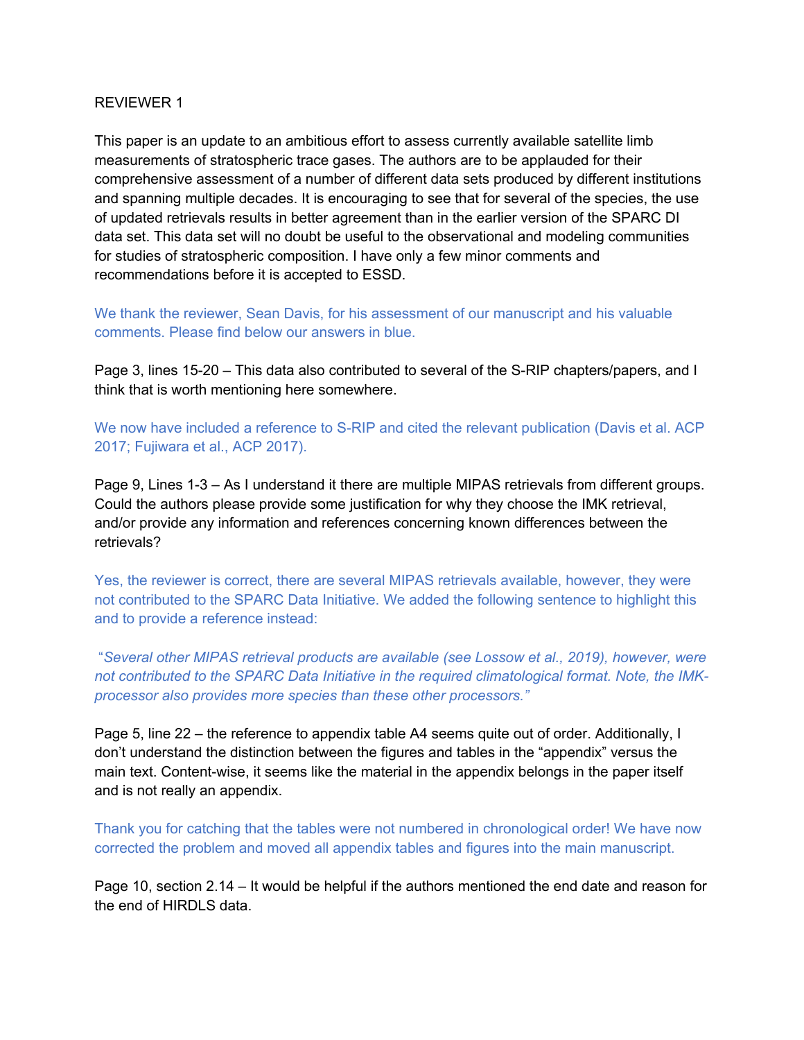REVIEWER 1

This paper is an update to an ambitious effort to assess currently available satellite limb measurements of stratospheric trace gases. The authors are to be applauded for their comprehensive assessment of a number of different data sets produced by different institutions and spanning multiple decades. It is encouraging to see that for several of the species, the use of updated retrievals results in better agreement than in the earlier version of the SPARC DI data set. This data set will no doubt be useful to the observational and modeling communities for studies of stratospheric composition. I have only a few minor comments and recommendations before it is accepted to ESSD.

We thank the reviewer, Sean Davis, for his assessment of our manuscript and his valuable comments. Please find below our answers in blue.

Page 3, lines 15-20 – This data also contributed to several of the S-RIP chapters/papers, and I think that is worth mentioning here somewhere.

We now have included a reference to S-RIP and cited the relevant publication (Davis et al. ACP 2017; Fujiwara et al., ACP 2017).

Page 9, Lines 1-3 – As I understand it there are multiple MIPAS retrievals from different groups. Could the authors please provide some justification for why they choose the IMK retrieval, and/or provide any information and references concerning known differences between the retrievals?

Yes, the reviewer is correct, there are several MIPAS retrievals available, however, they were not contributed to the SPARC Data Initiative. We added the following sentence to highlight this and to provide a reference instead:

*"Several other MIPAS retrieval products are available (see Lossow et al., 2019), however, were not contributed to the SPARC Data Initiative in the required climatological format. Note, the IMK-processor also provides more species than these other processors."*

Page 5, line 22 – the reference to appendix table A4 seems quite out of order. Additionally, I don't understand the distinction between the figures and tables in the "appendix" versus the main text. Content-wise, it seems like the material in the appendix belongs in the paper itself and is not really an appendix.

Thank you for catching that the tables were not numbered in chronological order! We have now corrected the problem and moved all appendix tables and figures into the main manuscript.

Page 10, section 2.14 – It would be helpful if the authors mentioned the end date and reason for the end of HIRDLS data.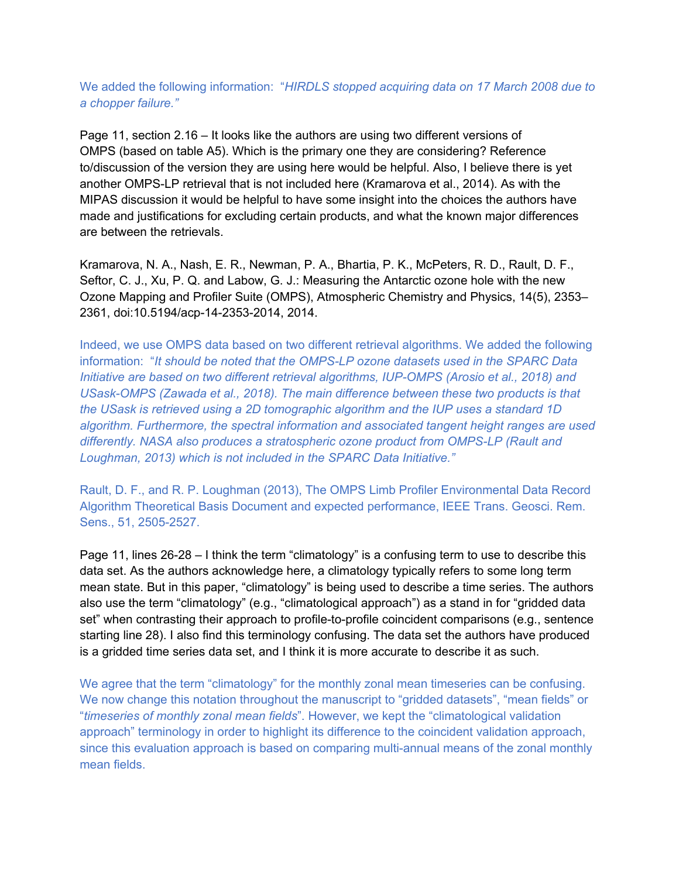We added the following information: "*HIRDLS stopped acquiring data on 17 March 2008 due to a chopper failure.*"

Page 11, section 2.16 – It looks like the authors are using two different versions of OMPS (based on table A5). Which is the primary one they are considering? Reference to/discussion of the version they are using here would be helpful. Also, I believe there is yet another OMPS-LP retrieval that is not included here (Kramarova et al., 2014). As with the MIPAS discussion it would be helpful to have some insight into the choices the authors have made and justifications for excluding certain products, and what the known major differences are between the retrievals.

Kramarova, N. A., Nash, E. R., Newman, P. A., Bhartia, P. K., McPeters, R. D., Rault, D. F., Seftor, C. J., Xu, P. Q. and Labow, G. J.: Measuring the Antarctic ozone hole with the new Ozone Mapping and Profiler Suite (OMPS), Atmospheric Chemistry and Physics, 14(5), 2353–2361, doi:10.5194/acp-14-2353-2014, 2014.

Indeed, we use OMPS data based on two different retrieval algorithms. We added the following information: "*It should be noted that the OMPS-LP ozone datasets used in the SPARC Data Initiative are based on two different retrieval algorithms, IUP-OMPS (Arosio et al., 2018) and USask-OMPS (Zawada et al., 2018). The main difference between these two products is that the USask is retrieved using a 2D tomographic algorithm and the IUP uses a standard 1D algorithm. Furthermore, the spectral information and associated tangent height ranges are used differently. NASA also produces a stratospheric ozone product from OMPS-LP (Rault and Loughman, 2013) which is not included in the SPARC Data Initiative.*"

Rault, D. F., and R. P. Loughman (2013), The OMPS Limb Profiler Environmental Data Record Algorithm Theoretical Basis Document and expected performance, IEEE Trans. Geosci. Rem. Sens., 51, 2505-2527.

Page 11, lines 26-28 – I think the term "climatology" is a confusing term to use to describe this data set. As the authors acknowledge here, a climatology typically refers to some long term mean state. But in this paper, "climatology" is being used to describe a time series. The authors also use the term "climatology" (e.g., "climatological approach") as a stand in for "gridded data set" when contrasting their approach to profile-to-profile coincident comparisons (e.g., sentence starting line 28). I also find this terminology confusing. The data set the authors have produced is a gridded time series data set, and I think it is more accurate to describe it as such.

We agree that the term "climatology" for the monthly zonal mean timeseries can be confusing. We now change this notation throughout the manuscript to "gridded datasets", "mean fields" or "*timeseries of monthly zonal mean fields*". However, we kept the "climatological validation approach" terminology in order to highlight its difference to the coincident validation approach, since this evaluation approach is based on comparing multi-annual means of the zonal monthly mean fields.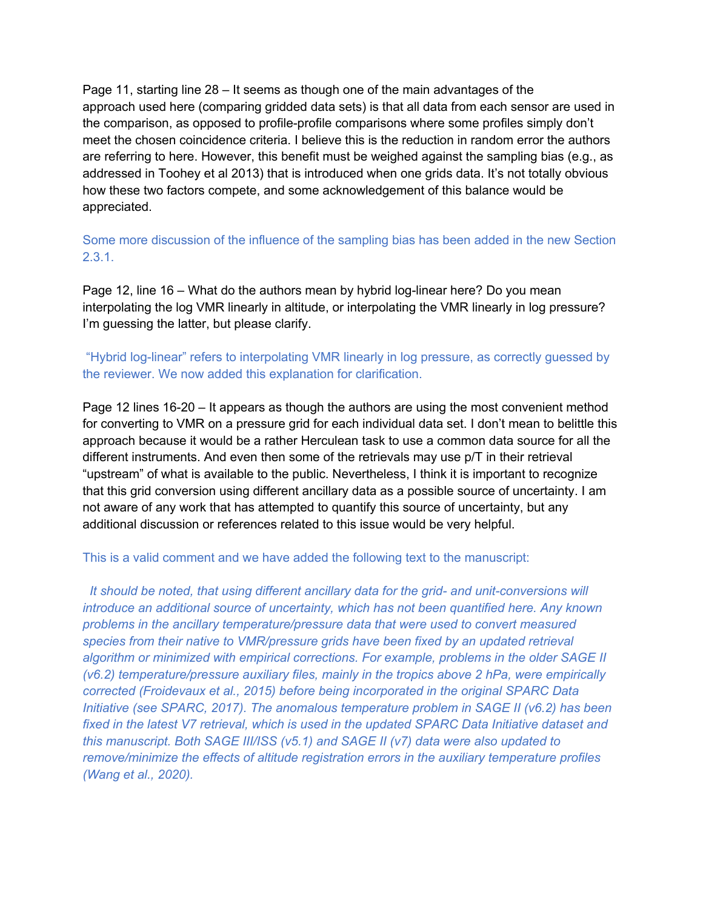Page 11, starting line 28 – It seems as though one of the main advantages of the approach used here (comparing gridded data sets) is that all data from each sensor are used in the comparison, as opposed to profile-profile comparisons where some profiles simply don't meet the chosen coincidence criteria. I believe this is the reduction in random error the authors are referring to here. However, this benefit must be weighed against the sampling bias (e.g., as addressed in Toohey et al 2013) that is introduced when one grids data. It's not totally obvious how these two factors compete, and some acknowledgement of this balance would be appreciated.

Some more discussion of the influence of the sampling bias has been added in the new Section 2.3.1.

Page 12, line 16 – What do the authors mean by hybrid log-linear here? Do you mean interpolating the log VMR linearly in altitude, or interpolating the VMR linearly in log pressure? I'm guessing the latter, but please clarify.

"Hybrid log-linear" refers to interpolating VMR linearly in log pressure, as correctly guessed by the reviewer. We now added this explanation for clarification.

Page 12 lines 16-20 – It appears as though the authors are using the most convenient method for converting to VMR on a pressure grid for each individual data set. I don't mean to belittle this approach because it would be a rather Herculean task to use a common data source for all the different instruments. And even then some of the retrievals may use p/T in their retrieval "upstream" of what is available to the public. Nevertheless, I think it is important to recognize that this grid conversion using different ancillary data as a possible source of uncertainty. I am not aware of any work that has attempted to quantify this source of uncertainty, but any additional discussion or references related to this issue would be very helpful.

This is a valid comment and we have added the following text to the manuscript:

*It should be noted, that using different ancillary data for the grid- and unit-conversions will introduce an additional source of uncertainty, which has not been quantified here. Any known problems in the ancillary temperature/pressure data that were used to convert measured species from their native to VMR/pressure grids have been fixed by an updated retrieval algorithm or minimized with empirical corrections. For example, problems in the older SAGE II (v6.2) temperature/pressure auxiliary files, mainly in the tropics above 2 hPa, were empirically corrected (Froidevaux et al., 2015) before being incorporated in the original SPARC Data Initiative (see SPARC, 2017). The anomalous temperature problem in SAGE II (v6.2) has been fixed in the latest V7 retrieval, which is used in the updated SPARC Data Initiative dataset and this manuscript. Both SAGE III/ISS (v5.1) and SAGE II (v7) data were also updated to remove/minimize the effects of altitude registration errors in the auxiliary temperature profiles (Wang et al., 2020).*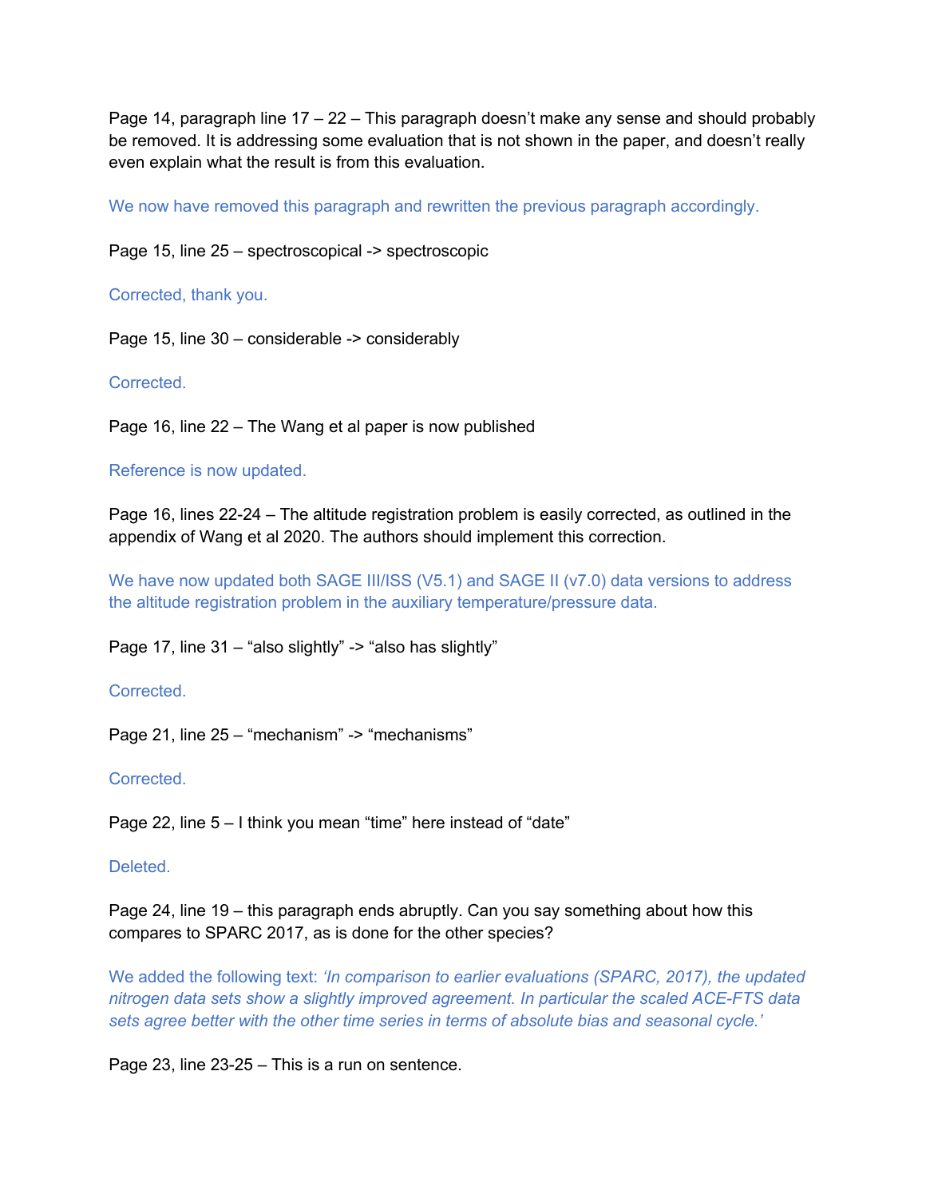Page 14, paragraph line 17 – 22 – This paragraph doesn't make any sense and should probably be removed. It is addressing some evaluation that is not shown in the paper, and doesn't really even explain what the result is from this evaluation.

We now have removed this paragraph and rewritten the previous paragraph accordingly.

Page 15, line 25 – spectroscopical -> spectroscopic

Corrected, thank you.

Page 15, line 30 – considerable -> considerably

Corrected.

Page 16, line 22 – The Wang et al paper is now published

Reference is now updated.

Page 16, lines 22-24 – The altitude registration problem is easily corrected, as outlined in the appendix of Wang et al 2020. The authors should implement this correction.

We have now updated both SAGE III/ISS (V5.1) and SAGE II (v7.0) data versions to address the altitude registration problem in the auxiliary temperature/pressure data.

Page 17, line 31 – "also slightly" -> "also has slightly"

Corrected.

Page 21, line 25 – "mechanism" -> "mechanisms"

Corrected.

Page 22, line 5 – I think you mean "time" here instead of "date"

Deleted.

Page 24, line 19 – this paragraph ends abruptly. Can you say something about how this compares to SPARC 2017, as is done for the other species?

We added the following text: *'In comparison to earlier evaluations (SPARC, 2017), the updated nitrogen data sets show a slightly improved agreement. In particular the scaled ACE-FTS data sets agree better with the other time series in terms of absolute bias and seasonal cycle.'*

Page 23, line 23-25 – This is a run on sentence.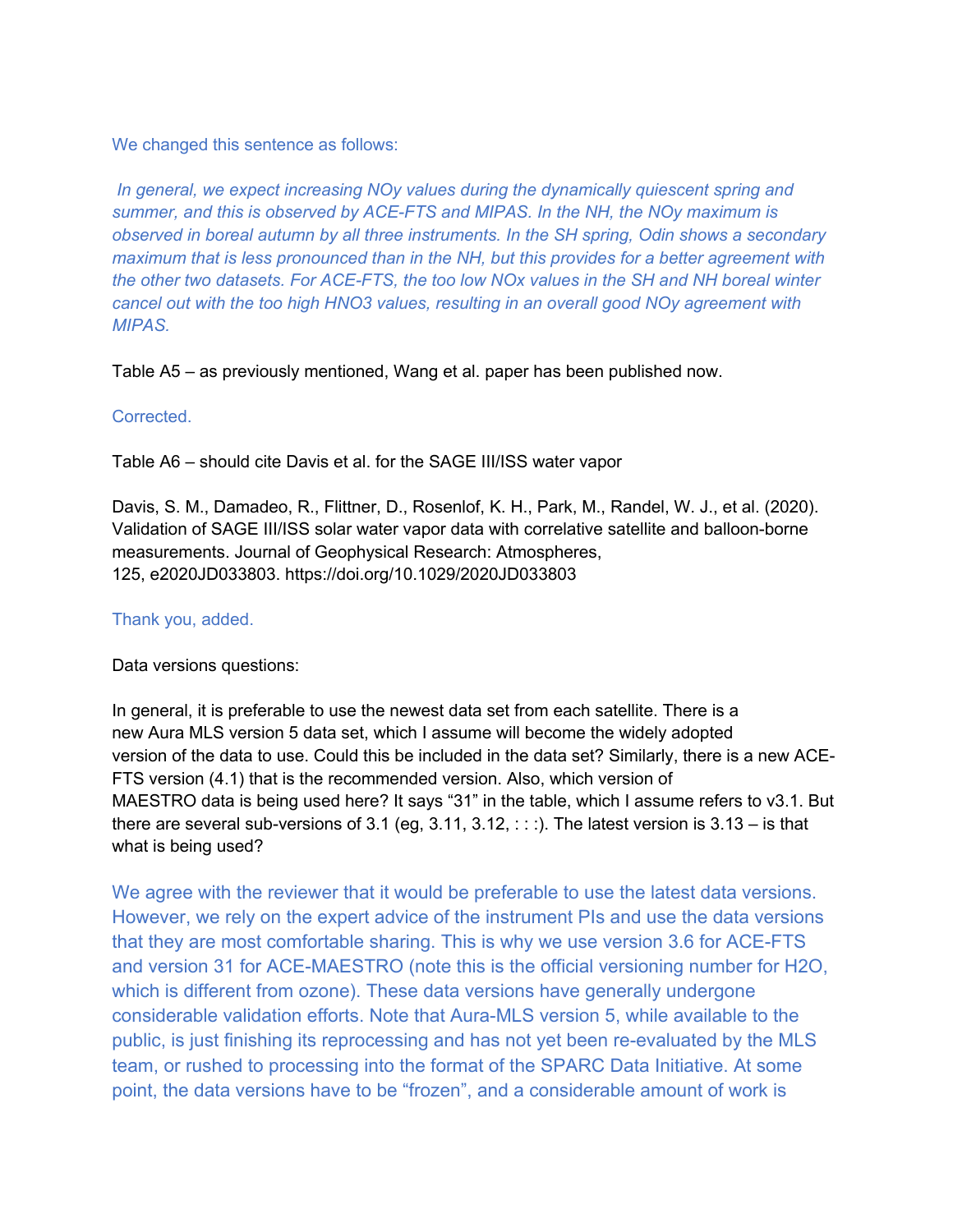We changed this sentence as follows:

*In general, we expect increasing NOy values during the dynamically quiescent spring and summer, and this is observed by ACE-FTS and MIPAS. In the NH, the NOy maximum is observed in boreal autumn by all three instruments. In the SH spring, Odin shows a secondary maximum that is less pronounced than in the NH, but this provides for a better agreement with the other two datasets. For ACE-FTS, the too low NOx values in the SH and NH boreal winter cancel out with the too high HNO3 values, resulting in an overall good NOy agreement with MIPAS.*

Table A5 – as previously mentioned, Wang et al. paper has been published now.

Corrected.

Table A6 – should cite Davis et al. for the SAGE III/ISS water vapor

Davis, S. M., Damadeo, R., Flittner, D., Rosenlof, K. H., Park, M., Randel, W. J., et al. (2020). Validation of SAGE III/ISS solar water vapor data with correlative satellite and balloon-borne measurements. Journal of Geophysical Research: Atmospheres, 125, e2020JD033803. https://doi.org/10.1029/2020JD033803

Thank you, added.

Data versions questions:

In general, it is preferable to use the newest data set from each satellite. There is a new Aura MLS version 5 data set, which I assume will become the widely adopted version of the data to use. Could this be included in the data set? Similarly, there is a new ACE-FTS version (4.1) that is the recommended version. Also, which version of MAESTRO data is being used here? It says “31” in the table, which I assume refers to v3.1. But there are several sub-versions of 3.1 (eg, 3.11, 3.12, : : :). The latest version is 3.13 – is that what is being used?

We agree with the reviewer that it would be preferable to use the latest data versions. However, we rely on the expert advice of the instrument PIs and use the data versions that they are most comfortable sharing. This is why we use version 3.6 for ACE-FTS and version 31 for ACE-MAESTRO (note this is the official versioning number for $H_2O$, which is different from ozone). These data versions have generally undergone considerable validation efforts. Note that Aura-MLS version 5, while available to the public, is just finishing its reprocessing and has not yet been re-evaluated by the MLS team, or rushed to processing into the format of the SPARC Data Initiative. At some point, the data versions have to be “frozen”, and a considerable amount of work is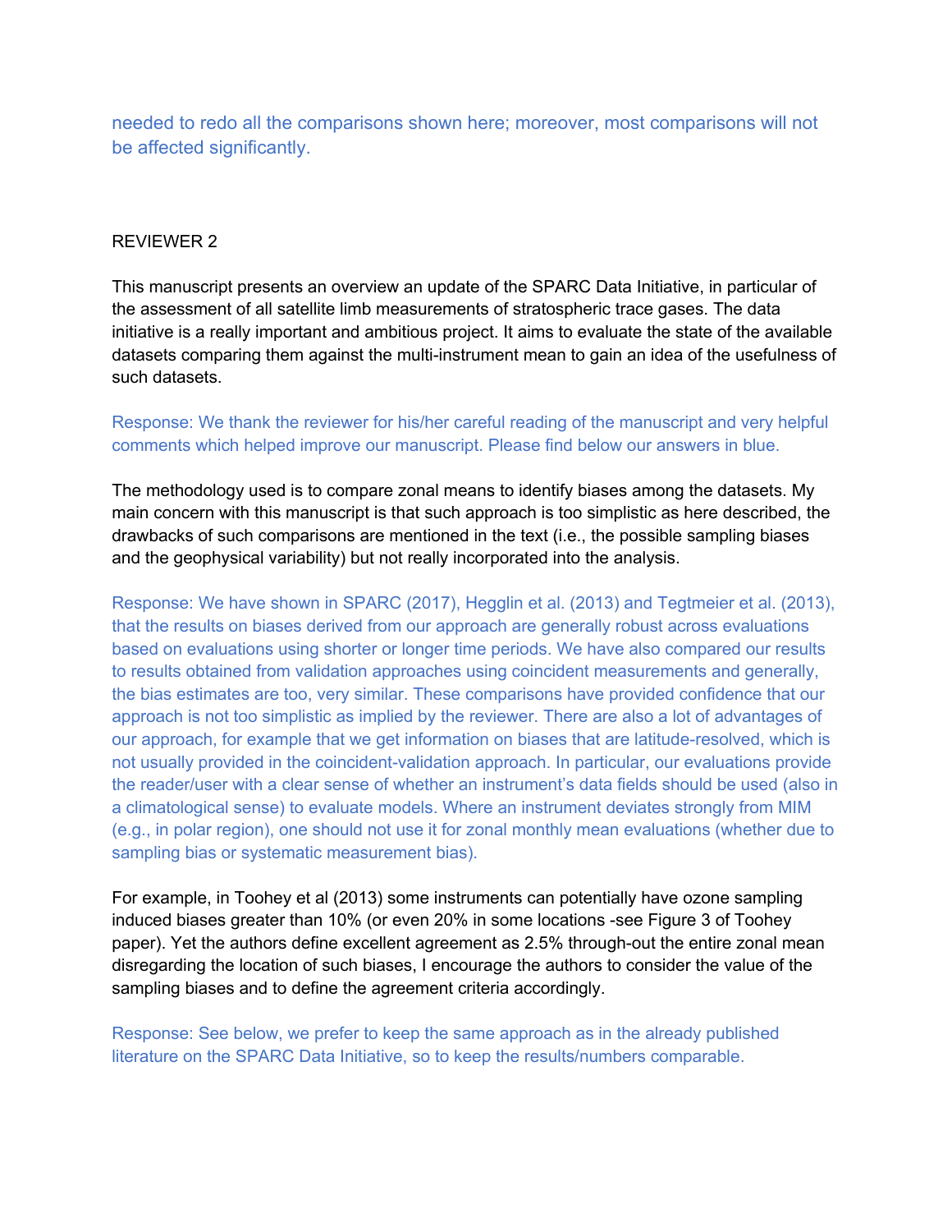needed to redo all the comparisons shown here; moreover, most comparisons will not be affected significantly.

REVIEWER 2

This manuscript presents an overview an update of the SPARC Data Initiative, in particular of the assessment of all satellite limb measurements of stratospheric trace gases. The data initiative is a really important and ambitious project. It aims to evaluate the state of the available datasets comparing them against the multi-instrument mean to gain an idea of the usefulness of such datasets.

Response: We thank the reviewer for his/her careful reading of the manuscript and very helpful comments which helped improve our manuscript. Please find below our answers in blue.

The methodology used is to compare zonal means to identify biases among the datasets. My main concern with this manuscript is that such approach is too simplistic as here described, the drawbacks of such comparisons are mentioned in the text (i.e., the possible sampling biases and the geophysical variability) but not really incorporated into the analysis.

Response: We have shown in SPARC (2017), Hegglin et al. (2013) and Tegtmeier et al. (2013), that the results on biases derived from our approach are generally robust across evaluations based on evaluations using shorter or longer time periods. We have also compared our results to results obtained from validation approaches using coincident measurements and generally, the bias estimates are too, very similar. These comparisons have provided confidence that our approach is not too simplistic as implied by the reviewer. There are also a lot of advantages of our approach, for example that we get information on biases that are latitude-resolved, which is not usually provided in the coincident-validation approach. In particular, our evaluations provide the reader/user with a clear sense of whether an instrument's data fields should be used (also in a climatological sense) to evaluate models. Where an instrument deviates strongly from MIM (e.g., in polar region), one should not use it for zonal monthly mean evaluations (whether due to sampling bias or systematic measurement bias).

For example, in Toohey et al (2013) some instruments can potentially have ozone sampling induced biases greater than 10% (or even 20% in some locations -see Figure 3 of Toohey paper). Yet the authors define excellent agreement as 2.5% through-out the entire zonal mean disregarding the location of such biases, I encourage the authors to consider the value of the sampling biases and to define the agreement criteria accordingly.

Response: See below, we prefer to keep the same approach as in the already published literature on the SPARC Data Initiative, so to keep the results/numbers comparable.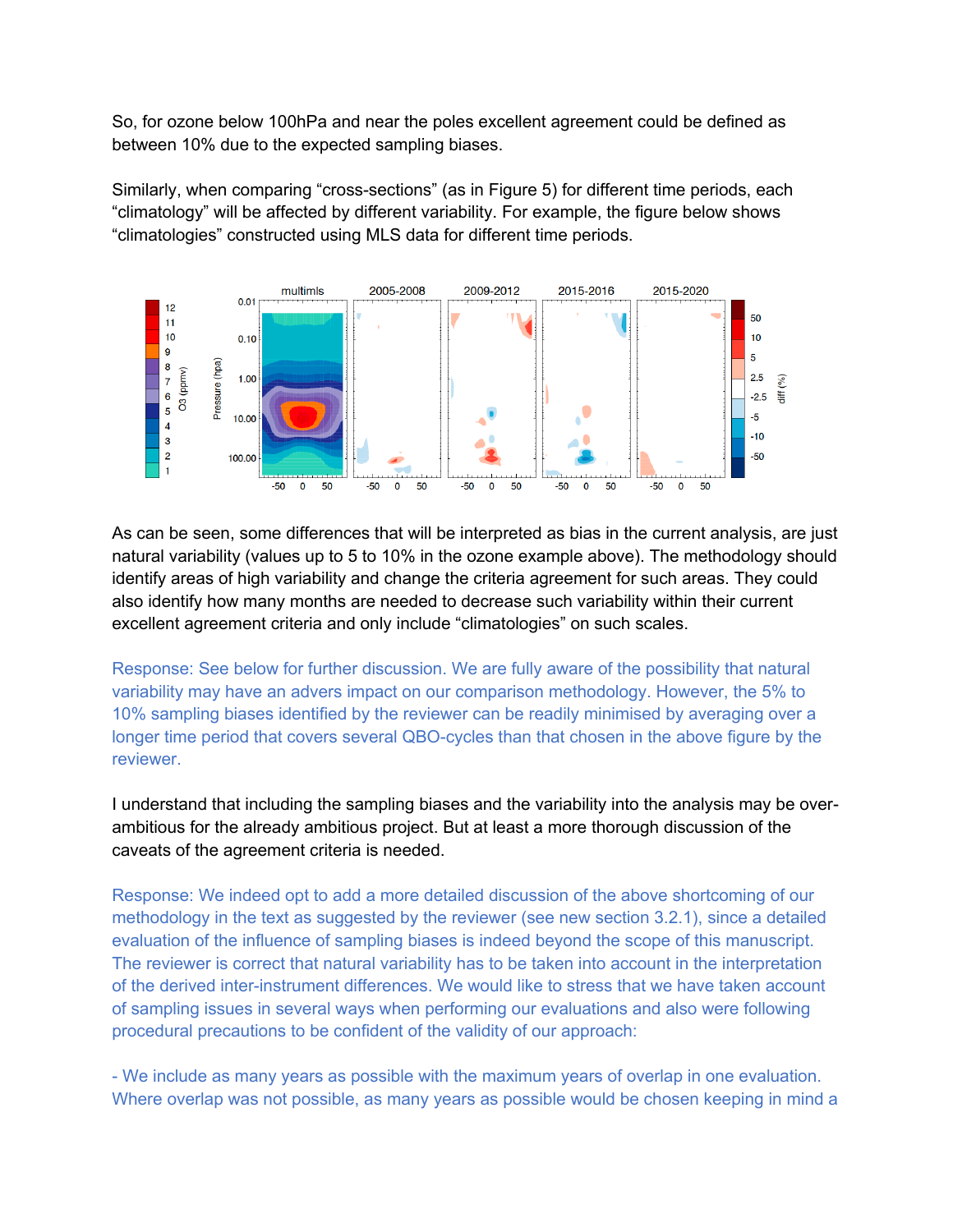So, for ozone below 100hPa and near the poles excellent agreement could be defined as between 10% due to the expected sampling biases.

Similarly, when comparing “cross-sections” (as in Figure 5) for different time periods, each “climatology” will be affected by different variability. For example, the figure below shows “climatologies” constructed using MLS data for different time periods.

As can be seen, some differences that will be interpreted as bias in the current analysis, are just natural variability (values up to 5 to 10% in the ozone example above). The methodology should identify areas of high variability and change the criteria agreement for such areas. They could also identify how many months are needed to decrease such variability within their current excellent agreement criteria and only include “climatologies” on such scales.

Response: See below for further discussion. We are fully aware of the possibility that natural variability may have an advers impact on our comparison methodology. However, the 5% to 10% sampling biases identified by the reviewer can be readily minimised by averaging over a longer time period that covers several QBO-cycles than that chosen in the above figure by the reviewer.

I understand that including the sampling biases and the variability into the analysis may be over-ambitious for the already ambitious project. But at least a more thorough discussion of the caveats of the agreement criteria is needed.

Response: We indeed opt to add a more detailed discussion of the above shortcoming of our methodology in the text as suggested by the reviewer (see new section 3.2.1), since a detailed evaluation of the influence of sampling biases is indeed beyond the scope of this manuscript. The reviewer is correct that natural variability has to be taken into account in the interpretation of the derived inter-instrument differences. We would like to stress that we have taken account of sampling issues in several ways when performing our evaluations and also were following procedural precautions to be confident of the validity of our approach:

- We include as many years as possible with the maximum years of overlap in one evaluation. Where overlap was not possible, as many years as possible would be chosen keeping in mind a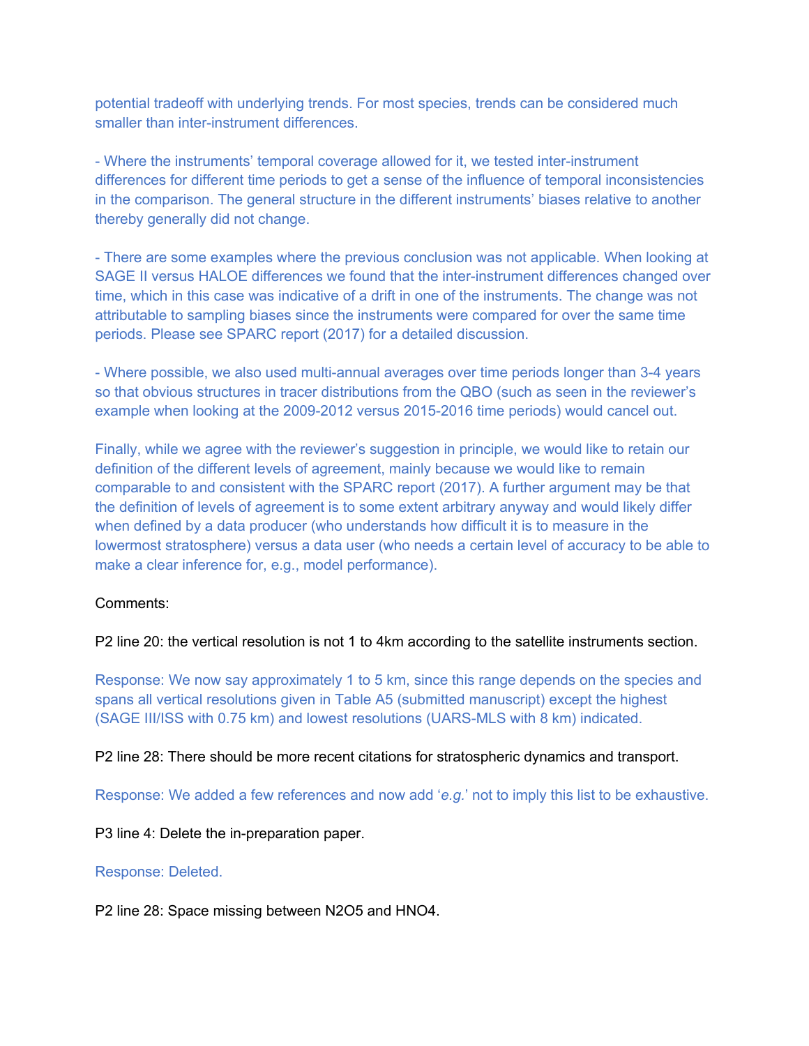potential tradeoff with underlying trends. For most species, trends can be considered much smaller than inter-instrument differences.

- Where the instruments' temporal coverage allowed for it, we tested inter-instrument differences for different time periods to get a sense of the influence of temporal inconsistencies in the comparison. The general structure in the different instruments' biases relative to another thereby generally did not change.

- There are some examples where the previous conclusion was not applicable. When looking at SAGE II versus HALOE differences we found that the inter-instrument differences changed over time, which in this case was indicative of a drift in one of the instruments. The change was not attributable to sampling biases since the instruments were compared for over the same time periods. Please see SPARC report (2017) for a detailed discussion.

- Where possible, we also used multi-annual averages over time periods longer than 3-4 years so that obvious structures in tracer distributions from the QBO (such as seen in the reviewer's example when looking at the 2009-2012 versus 2015-2016 time periods) would cancel out.

Finally, while we agree with the reviewer's suggestion in principle, we would like to retain our definition of the different levels of agreement, mainly because we would like to remain comparable to and consistent with the SPARC report (2017). A further argument may be that the definition of levels of agreement is to some extent arbitrary anyway and would likely differ when defined by a data producer (who understands how difficult it is to measure in the lowermost stratosphere) versus a data user (who needs a certain level of accuracy to be able to make a clear inference for, e.g., model performance).

Comments:

P2 line 20: the vertical resolution is not 1 to 4km according to the satellite instruments section.

Response: We now say approximately 1 to 5 km, since this range depends on the species and spans all vertical resolutions given in Table A5 (submitted manuscript) except the highest (SAGE III/ISS with 0.75 km) and lowest resolutions (UARS-MLS with 8 km) indicated.

P2 line 28: There should be more recent citations for stratospheric dynamics and transport.

Response: We added a few references and now add '*e.g.*' not to imply this list to be exhaustive.

P3 line 4: Delete the in-preparation paper.

Response: Deleted.

P2 line 28: Space missing between $N_2O_5$ and $HNO_4$.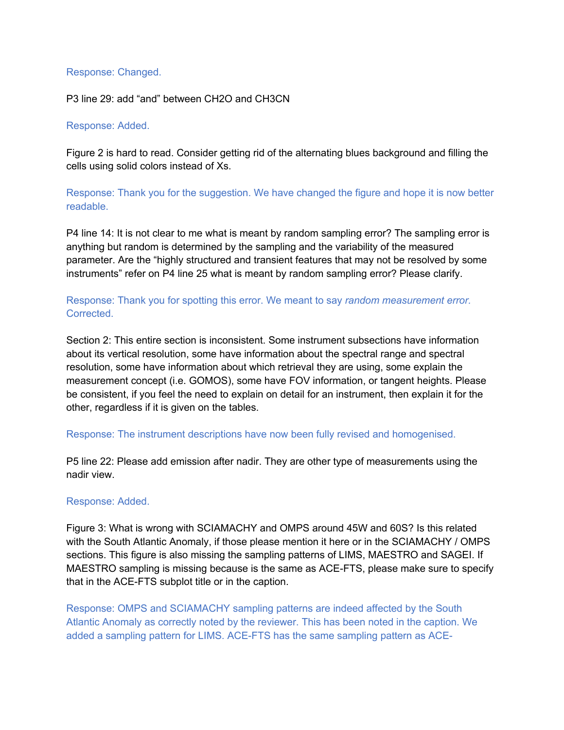Response: Changed.

P3 line 29: add “and” between $CH_2O$ and $CH_3CN$

Response: Added.

Figure 2 is hard to read. Consider getting rid of the alternating blues background and filling the cells using solid colors instead of Xs.

Response: Thank you for the suggestion. We have changed the figure and hope it is now better readable.

P4 line 14: It is not clear to me what is meant by random sampling error? The sampling error is anything but random is determined by the sampling and the variability of the measured parameter. Are the “highly structured and transient features that may not be resolved by some instruments” refer on P4 line 25 what is meant by random sampling error? Please clarify.

Response: Thank you for spotting this error. We meant to say *random measurement error.* Corrected.

Section 2: This entire section is inconsistent. Some instrument subsections have information about its vertical resolution, some have information about the spectral range and spectral resolution, some have information about which retrieval they are using, some explain the measurement concept (i.e. GOMOS), some have FOV information, or tangent heights. Please be consistent, if you feel the need to explain on detail for an instrument, then explain it for the other, regardless if it is given on the tables.

Response: The instrument descriptions have now been fully revised and homogenised.

P5 line 22: Please add emission after nadir. They are other type of measurements using the nadir view.

Response: Added.

Figure 3: What is wrong with SCIAMACHY and OMPS around 45W and 60S? Is this related with the South Atlantic Anomaly, if those please mention it here or in the SCIAMACHY / OMPS sections. This figure is also missing the sampling patterns of LIMS, MAESTRO and SAGEI. If MAESTRO sampling is missing because is the same as ACE-FTS, please make sure to specify that in the ACE-FTS subplot title or in the caption.

Response: OMPS and SCIAMACHY sampling patterns are indeed affected by the South Atlantic Anomaly as correctly noted by the reviewer. This has been noted in the caption. We added a sampling pattern for LIMS. ACE-FTS has the same sampling pattern as ACE-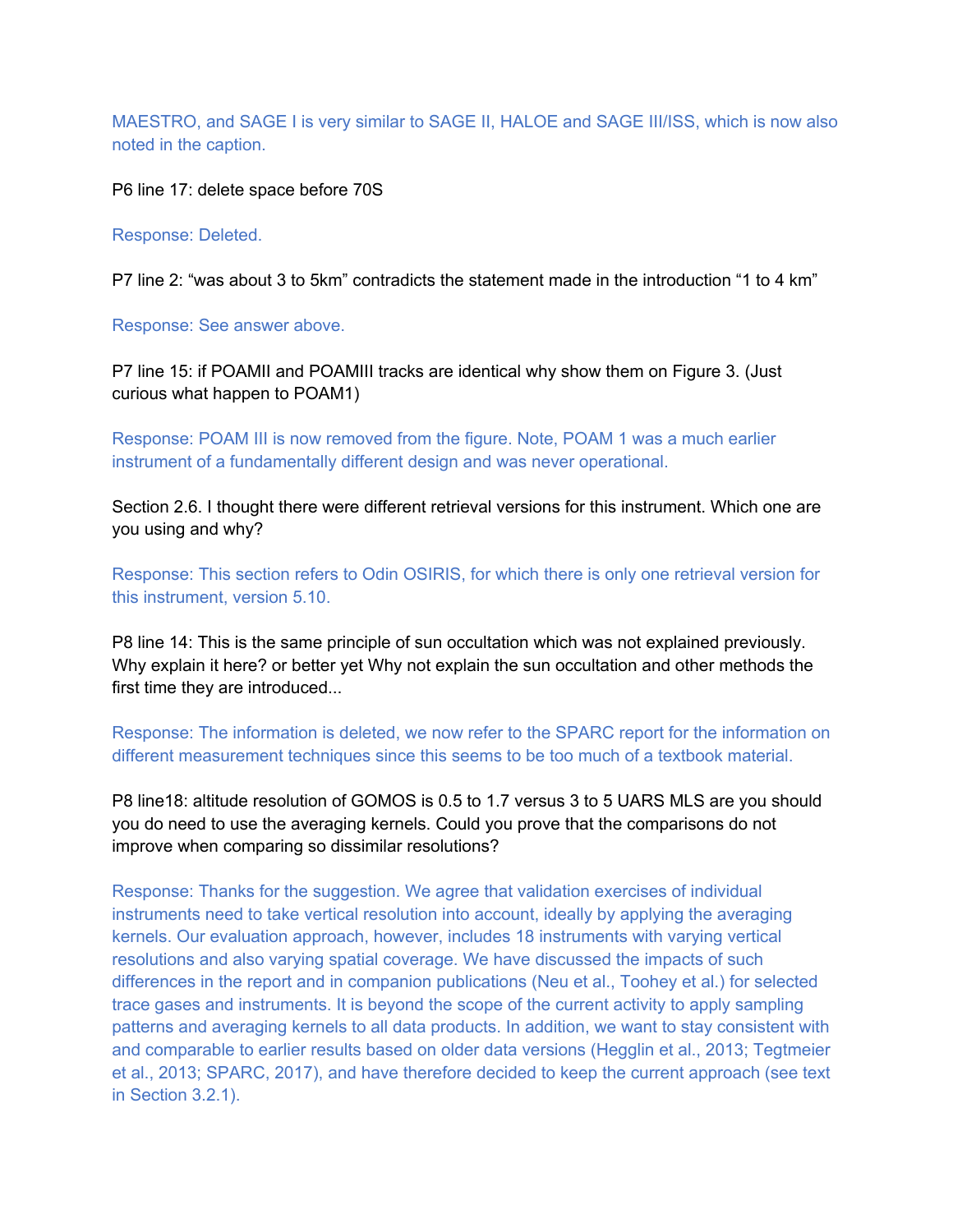MAESTRO, and SAGE I is very similar to SAGE II, HALOE and SAGE III/ISS, which is now also noted in the caption.

P6 line 17: delete space before 70S

Response: Deleted.

P7 line 2: “was about 3 to 5km” contradicts the statement made in the introduction “1 to 4 km”

Response: See answer above.

P7 line 15: if POAMII and POAMIII tracks are identical why show them on Figure 3. (Just curious what happen to POAM1)

Response: POAM III is now removed from the figure. Note, POAM 1 was a much earlier instrument of a fundamentally different design and was never operational.

Section 2.6. I thought there were different retrieval versions for this instrument. Which one are you using and why?

Response: This section refers to Odin OSIRIS, for which there is only one retrieval version for this instrument, version 5.10.

P8 line 14: This is the same principle of sun occultation which was not explained previously. Why explain it here? or better yet Why not explain the sun occultation and other methods the first time they are introduced...

Response: The information is deleted, we now refer to the SPARC report for the information on different measurement techniques since this seems to be too much of a textbook material.

P8 line18: altitude resolution of GOMOS is 0.5 to 1.7 versus 3 to 5 UARS MLS are you should you do need to use the averaging kernels. Could you prove that the comparisons do not improve when comparing so dissimilar resolutions?

Response: Thanks for the suggestion. We agree that validation exercises of individual instruments need to take vertical resolution into account, ideally by applying the averaging kernels. Our evaluation approach, however, includes 18 instruments with varying vertical resolutions and also varying spatial coverage. We have discussed the impacts of such differences in the report and in companion publications (Neu et al., Toohey et al.) for selected trace gases and instruments. It is beyond the scope of the current activity to apply sampling patterns and averaging kernels to all data products. In addition, we want to stay consistent with and comparable to earlier results based on older data versions (Hegglin et al., 2013; Tegtmeier et al., 2013; SPARC, 2017), and have therefore decided to keep the current approach (see text in Section 3.2.1).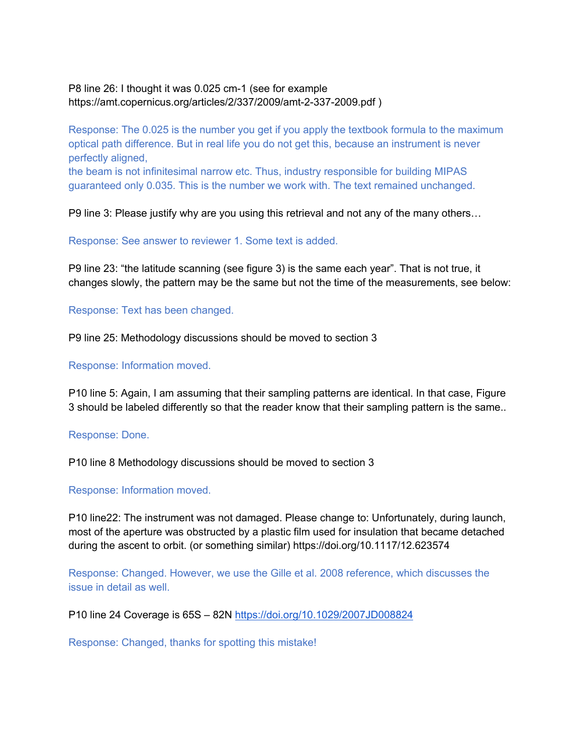P8 line 26: I thought it was 0.025 cm-1 (see for example https://amt.copernicus.org/articles/2/337/2009/amt-2-337-2009.pdf )

Response: The 0.025 is the number you get if you apply the textbook formula to the maximum optical path difference. But in real life you do not get this, because an instrument is never perfectly aligned,
the beam is not infinitesimal narrow etc. Thus, industry responsible for building MIPAS guaranteed only 0.035. This is the number we work with. The text remained unchanged.

P9 line 3: Please justify why are you using this retrieval and not any of the many others…

Response: See answer to reviewer 1. Some text is added.

P9 line 23: "the latitude scanning (see figure 3) is the same each year". That is not true, it changes slowly, the pattern may be the same but not the time of the measurements, see below:

Response: Text has been changed.

P9 line 25: Methodology discussions should be moved to section 3

Response: Information moved.

P10 line 5: Again, I am assuming that their sampling patterns are identical. In that case, Figure 3 should be labeled differently so that the reader know that their sampling pattern is the same..

Response: Done.

P10 line 8 Methodology discussions should be moved to section 3

Response: Information moved.

P10 line22: The instrument was not damaged. Please change to: Unfortunately, during launch, most of the aperture was obstructed by a plastic film used for insulation that became detached during the ascent to orbit. (or something similar) https://doi.org/10.1117/12.623574

Response: Changed. However, we use the Gille et al. 2008 reference, which discusses the issue in detail as well.

P10 line 24 Coverage is 65S – 82N https://doi.org/10.1029/2007JD008824

Response: Changed, thanks for spotting this mistake!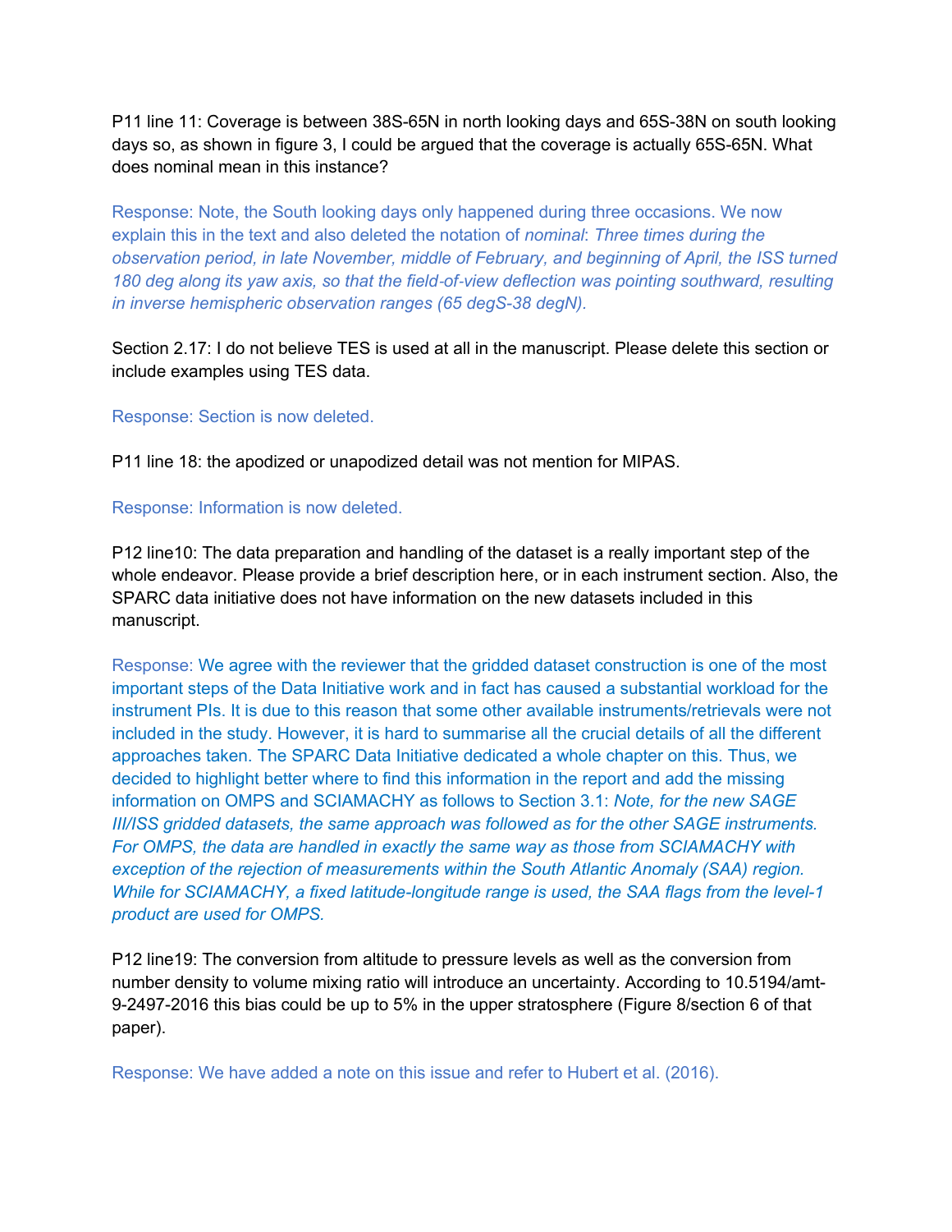P11 line 11: Coverage is between 38S-65N in north looking days and 65S-38N on south looking days so, as shown in figure 3, I could be argued that the coverage is actually 65S-65N. What does nominal mean in this instance?

Response: Note, the South looking days only happened during three occasions. We now explain this in the text and also deleted the notation of *nominal*: *Three times during the observation period, in late November, middle of February, and beginning of April, the ISS turned 180 deg along its yaw axis, so that the field-of-view deflection was pointing southward, resulting in inverse hemispheric observation ranges (65 degS-38 degN).*

Section 2.17: I do not believe TES is used at all in the manuscript. Please delete this section or include examples using TES data.

Response: Section is now deleted.

P11 line 18: the apodized or unapodized detail was not mention for MIPAS.

Response: Information is now deleted.

P12 line10: The data preparation and handling of the dataset is a really important step of the whole endeavor. Please provide a brief description here, or in each instrument section. Also, the SPARC data initiative does not have information on the new datasets included in this manuscript.

Response: We agree with the reviewer that the gridded dataset construction is one of the most important steps of the Data Initiative work and in fact has caused a substantial workload for the instrument PIs. It is due to this reason that some other available instruments/retrievals were not included in the study. However, it is hard to summarise all the crucial details of all the different approaches taken. The SPARC Data Initiative dedicated a whole chapter on this. Thus, we decided to highlight better where to find this information in the report and add the missing information on OMPS and SCIAMACHY as follows to Section 3.1: *Note, for the new SAGE III/ISS gridded datasets, the same approach was followed as for the other SAGE instruments. For OMPS, the data are handled in exactly the same way as those from SCIAMACHY with exception of the rejection of measurements within the South Atlantic Anomaly (SAA) region. While for SCIAMACHY, a fixed latitude-longitude range is used, the SAA flags from the level-1 product are used for OMPS.*

P12 line19: The conversion from altitude to pressure levels as well as the conversion from number density to volume mixing ratio will introduce an uncertainty. According to 10.5194/amt-9-2497-2016 this bias could be up to 5% in the upper stratosphere (Figure 8/section 6 of that paper).

Response: We have added a note on this issue and refer to Hubert et al. (2016).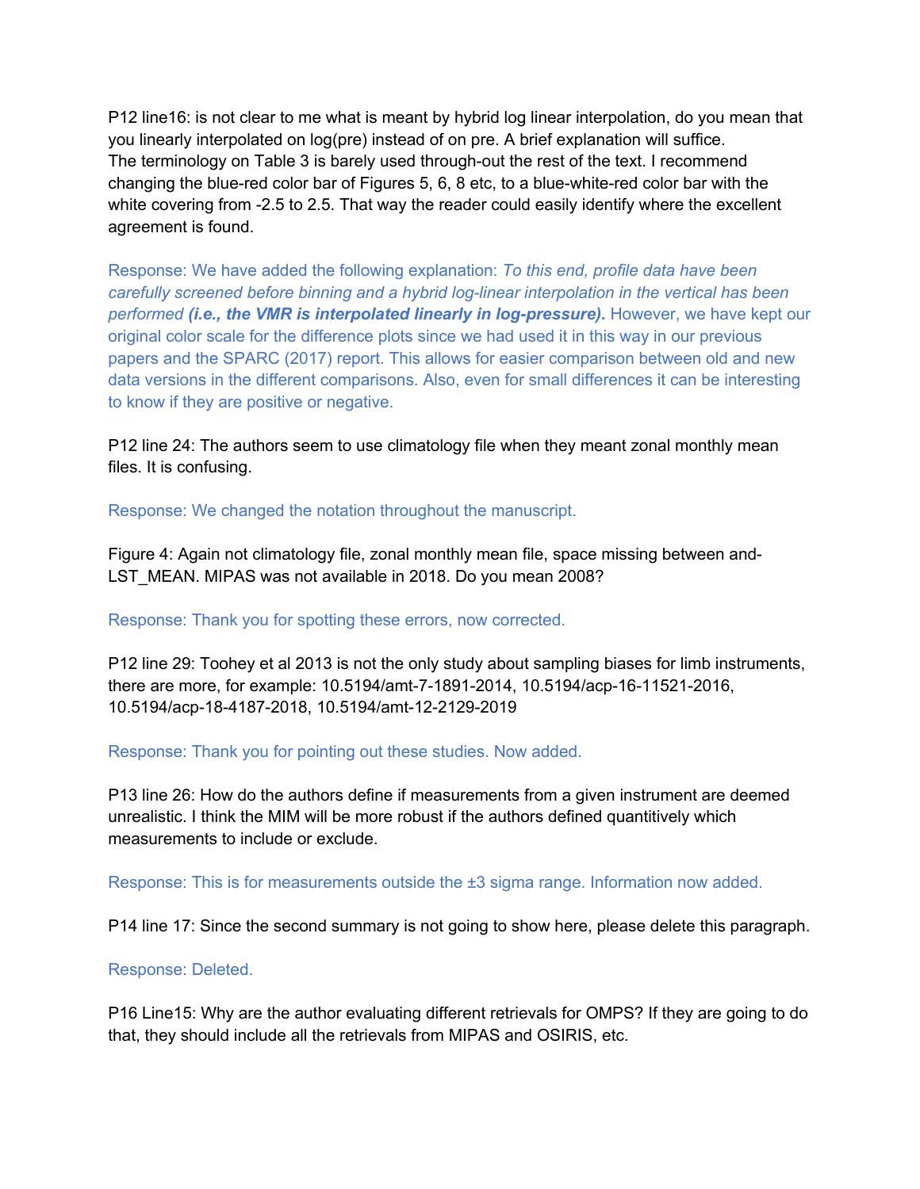P12 line16: is not clear to me what is meant by hybrid log linear interpolation, do you mean that you linearly interpolated on log(pre) instead of on pre. A brief explanation will suffice.
The terminology on Table 3 is barely used through-out the rest of the text. I recommend changing the blue-red color bar of Figures 5, 6, 8 etc, to a blue-white-red color bar with the white covering from -2.5 to 2.5. That way the reader could easily identify where the excellent agreement is found.

Response: We have added the following explanation: *To this end, profile data have been carefully screened before binning and a hybrid log-linear interpolation in the vertical has been performed* ***(i.e., the VMR is interpolated linearly in log-pressure).*** However, we have kept our original color scale for the difference plots since we had used it in this way in our previous papers and the SPARC (2017) report. This allows for easier comparison between old and new data versions in the different comparisons. Also, even for small differences it can be interesting to know if they are positive or negative.

P12 line 24: The authors seem to use climatology file when they meant zonal monthly mean files. It is confusing.

Response: We changed the notation throughout the manuscript.

Figure 4: Again not climatology file, zonal monthly mean file, space missing between and-LST_MEAN. MIPAS was not available in 2018. Do you mean 2008?

Response: Thank you for spotting these errors, now corrected.

P12 line 29: Toohey et al 2013 is not the only study about sampling biases for limb instruments, there are more, for example: 10.5194/amt-7-1891-2014, 10.5194/acp-16-11521-2016, 10.5194/acp-18-4187-2018, 10.5194/amt-12-2129-2019

Response: Thank you for pointing out these studies. Now added.

P13 line 26: How do the authors define if measurements from a given instrument are deemed unrealistic. I think the MIM will be more robust if the authors defined quantitively which measurements to include or exclude.

Response: This is for measurements outside the ±3 sigma range. Information now added.

P14 line 17: Since the second summary is not going to show here, please delete this paragraph.

Response: Deleted.

P16 Line15: Why are the author evaluating different retrievals for OMPS? If they are going to do that, they should include all the retrievals from MIPAS and OSIRIS, etc.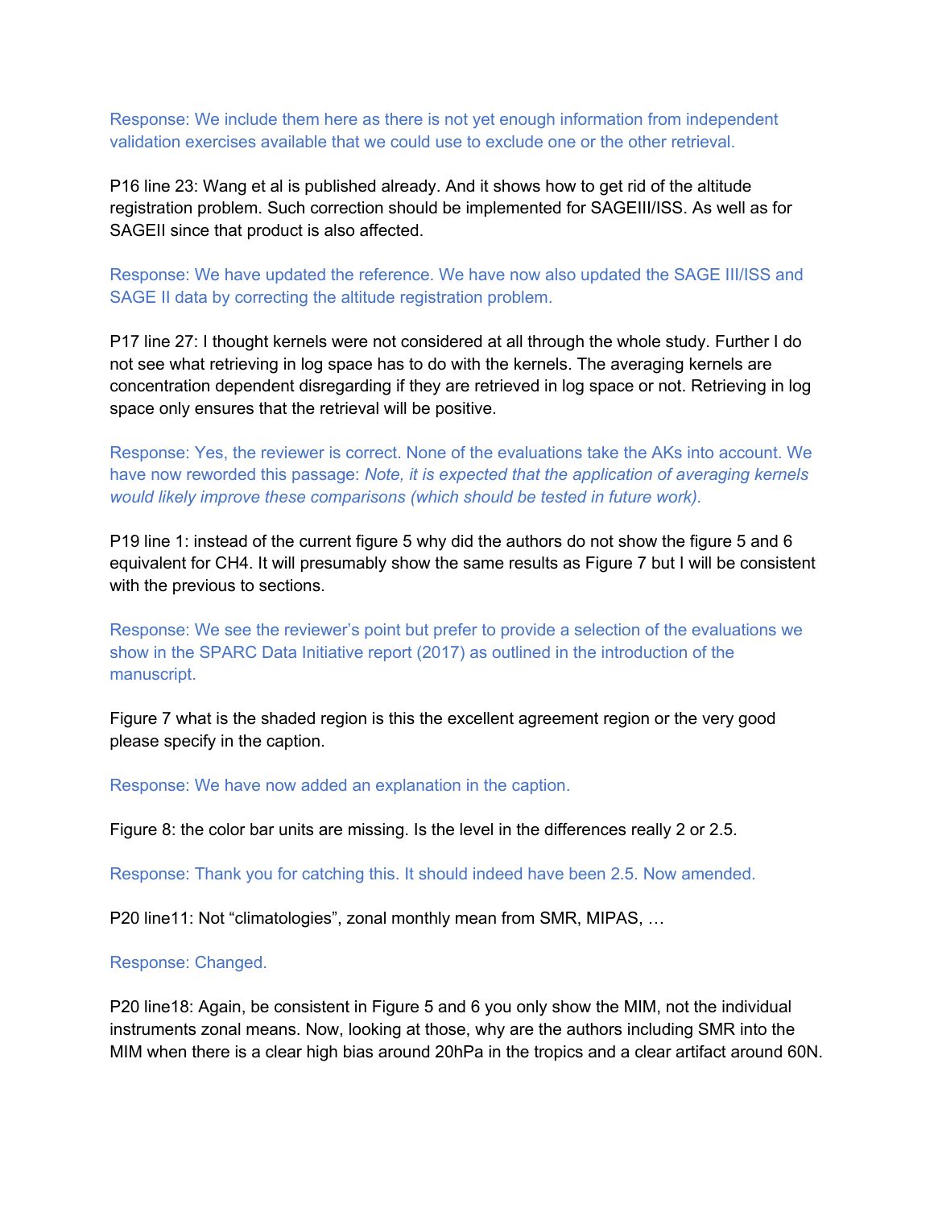Response: We include them here as there is not yet enough information from independent validation exercises available that we could use to exclude one or the other retrieval.

P16 line 23: Wang et al is published already. And it shows how to get rid of the altitude registration problem. Such correction should be implemented for SAGEIII/ISS. As well as for SAGEII since that product is also affected.

Response: We have updated the reference. We have now also updated the SAGE III/ISS and SAGE II data by correcting the altitude registration problem.

P17 line 27: I thought kernels were not considered at all through the whole study. Further I do not see what retrieving in log space has to do with the kernels. The averaging kernels are concentration dependent disregarding if they are retrieved in log space or not. Retrieving in log space only ensures that the retrieval will be positive.

Response: Yes, the reviewer is correct. None of the evaluations take the AKs into account. We have now reworded this passage: *Note, it is expected that the application of averaging kernels would likely improve these comparisons (which should be tested in future work).*

P19 line 1: instead of the current figure 5 why did the authors do not show the figure 5 and 6 equivalent for $CH_4$. It will presumably show the same results as Figure 7 but I will be consistent with the previous to sections.

Response: We see the reviewer's point but prefer to provide a selection of the evaluations we show in the SPARC Data Initiative report (2017) as outlined in the introduction of the manuscript.

Figure 7 what is the shaded region is this the excellent agreement region or the very good please specify in the caption.

Response: We have now added an explanation in the caption.

Figure 8: the color bar units are missing. Is the level in the differences really 2 or 2.5.

Response: Thank you for catching this. It should indeed have been 2.5. Now amended.

P20 line11: Not "climatologies", zonal monthly mean from SMR, MIPAS, …

Response: Changed.

P20 line18: Again, be consistent in Figure 5 and 6 you only show the MIM, not the individual instruments zonal means. Now, looking at those, why are the authors including SMR into the MIM when there is a clear high bias around 20hPa in the tropics and a clear artifact around 60N.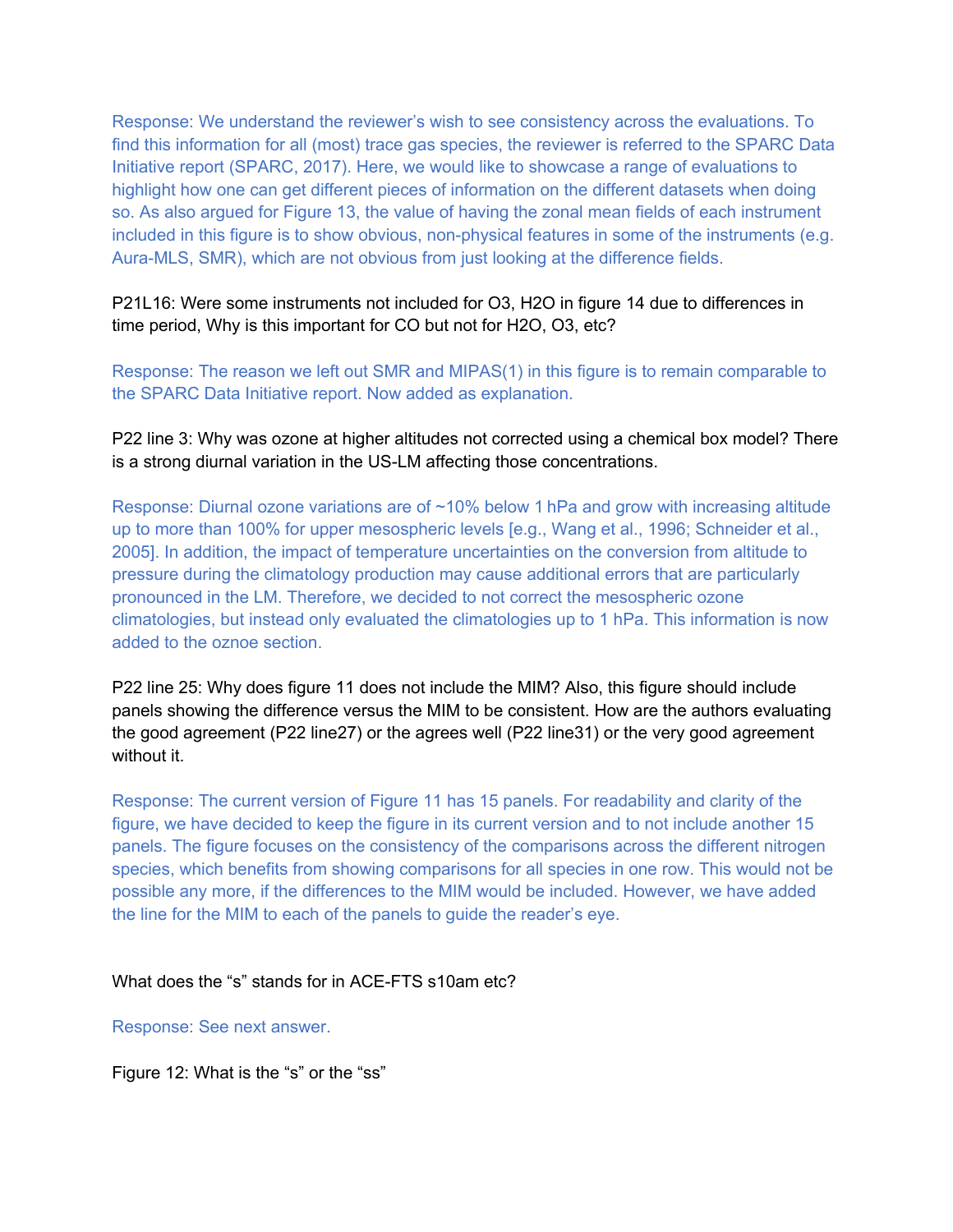Response: We understand the reviewer's wish to see consistency across the evaluations. To find this information for all (most) trace gas species, the reviewer is referred to the SPARC Data Initiative report (SPARC, 2017). Here, we would like to showcase a range of evaluations to highlight how one can get different pieces of information on the different datasets when doing so. As also argued for Figure 13, the value of having the zonal mean fields of each instrument included in this figure is to show obvious, non-physical features in some of the instruments (e.g. Aura-MLS, SMR), which are not obvious from just looking at the difference fields.

P21L16: Were some instruments not included for O3, H2O in figure 14 due to differences in time period, Why is this important for CO but not for H2O, O3, etc?

Response: The reason we left out SMR and MIPAS(1) in this figure is to remain comparable to the SPARC Data Initiative report. Now added as explanation.

P22 line 3: Why was ozone at higher altitudes not corrected using a chemical box model? There is a strong diurnal variation in the US-LM affecting those concentrations.

Response: Diurnal ozone variations are of ~10% below 1 hPa and grow with increasing altitude up to more than 100% for upper mesospheric levels [e.g., Wang et al., 1996; Schneider et al., 2005]. In addition, the impact of temperature uncertainties on the conversion from altitude to pressure during the climatology production may cause additional errors that are particularly pronounced in the LM. Therefore, we decided to not correct the mesospheric ozone climatologies, but instead only evaluated the climatologies up to 1 hPa. This information is now added to the oznoe section.

P22 line 25: Why does figure 11 does not include the MIM? Also, this figure should include panels showing the difference versus the MIM to be consistent. How are the authors evaluating the good agreement (P22 line27) or the agrees well (P22 line31) or the very good agreement without it.

Response: The current version of Figure 11 has 15 panels. For readability and clarity of the figure, we have decided to keep the figure in its current version and to not include another 15 panels. The figure focuses on the consistency of the comparisons across the different nitrogen species, which benefits from showing comparisons for all species in one row. This would not be possible any more, if the differences to the MIM would be included. However, we have added the line for the MIM to each of the panels to guide the reader's eye.

What does the "s" stands for in ACE-FTS s10am etc?

Response: See next answer.

Figure 12: What is the "s" or the "ss"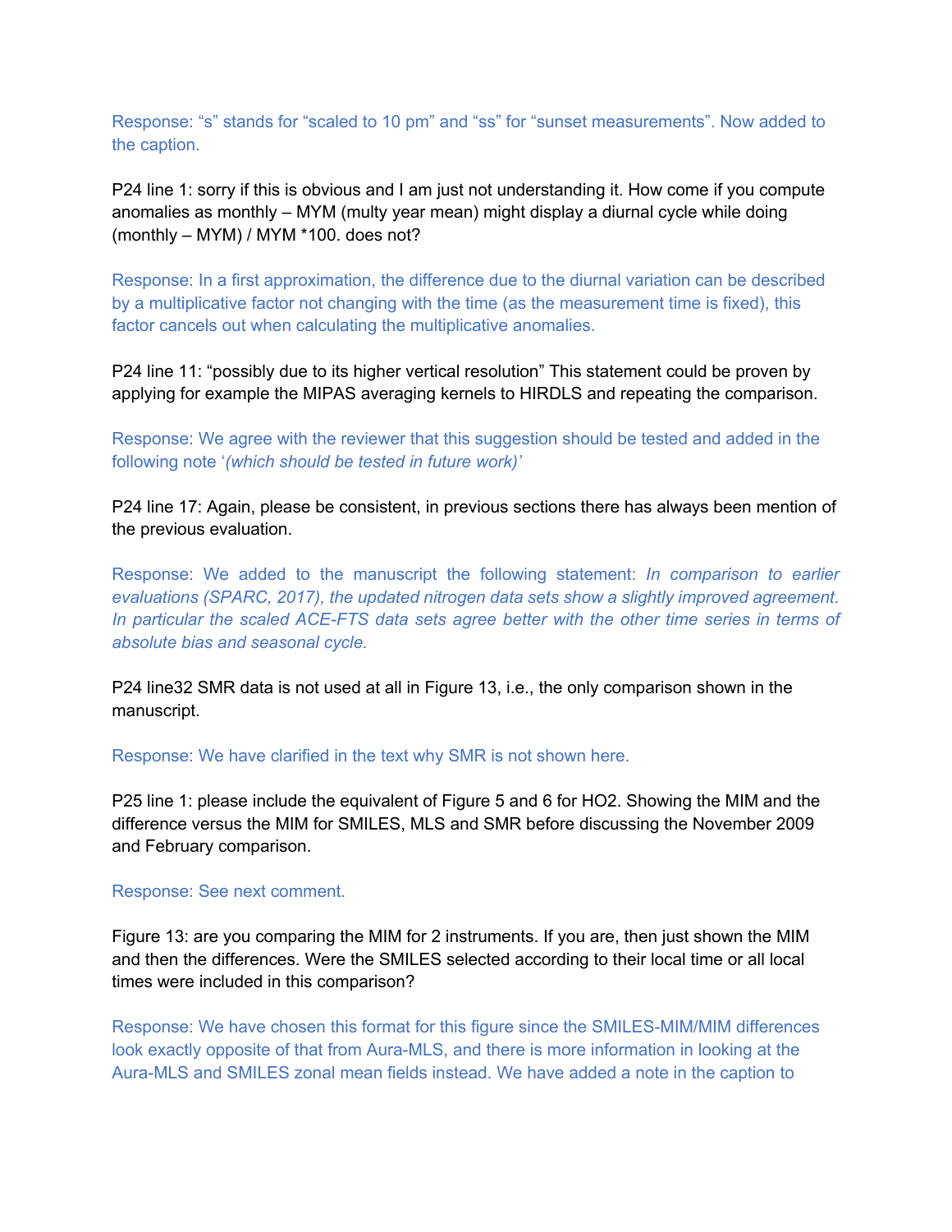Response: "s" stands for "scaled to 10 pm" and "ss" for "sunset measurements". Now added to the caption.

P24 line 1: sorry if this is obvious and I am just not understanding it. How come if you compute anomalies as monthly – MYM (multy year mean) might display a diurnal cycle while doing (monthly – MYM) / MYM *100. does not?

Response: In a first approximation, the difference due to the diurnal variation can be described by a multiplicative factor not changing with the time (as the measurement time is fixed), this factor cancels out when calculating the multiplicative anomalies.

P24 line 11: "possibly due to its higher vertical resolution" This statement could be proven by applying for example the MIPAS averaging kernels to HIRDLS and repeating the comparison.

Response: We agree with the reviewer that this suggestion should be tested and added in the following note '*(which should be tested in future work)*'

P24 line 17: Again, please be consistent, in previous sections there has always been mention of the previous evaluation.

Response: We added to the manuscript the following statement: *In comparison to earlier evaluations (SPARC, 2017), the updated nitrogen data sets show a slightly improved agreement. In particular the scaled ACE-FTS data sets agree better with the other time series in terms of absolute bias and seasonal cycle.*

P24 line32 SMR data is not used at all in Figure 13, i.e., the only comparison shown in the manuscript.

Response: We have clarified in the text why SMR is not shown here.

P25 line 1: please include the equivalent of Figure 5 and 6 for HO2. Showing the MIM and the difference versus the MIM for SMILES, MLS and SMR before discussing the November 2009 and February comparison.

Response: See next comment.

Figure 13: are you comparing the MIM for 2 instruments. If you are, then just shown the MIM and then the differences. Were the SMILES selected according to their local time or all local times were included in this comparison?

Response: We have chosen this format for this figure since the SMILES-MIM/MIM differences look exactly opposite of that from Aura-MLS, and there is more information in looking at the Aura-MLS and SMILES zonal mean fields instead. We have added a note in the caption to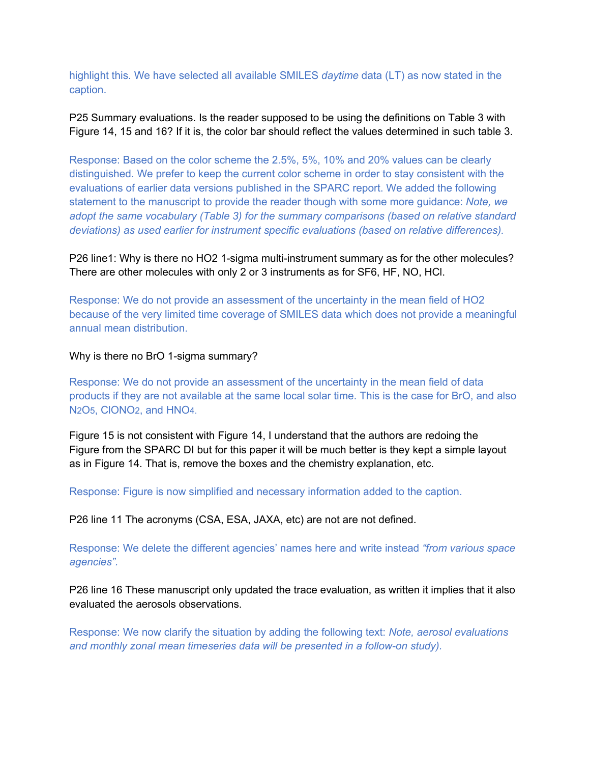highlight this. We have selected all available SMILES *daytime* data (LT) as now stated in the caption.

P25 Summary evaluations. Is the reader supposed to be using the definitions on Table 3 with Figure 14, 15 and 16? If it is, the color bar should reflect the values determined in such table 3.

Response: Based on the color scheme the 2.5%, 5%, 10% and 20% values can be clearly distinguished. We prefer to keep the current color scheme in order to stay consistent with the evaluations of earlier data versions published in the SPARC report. We added the following statement to the manuscript to provide the reader though with some more guidance: *Note, we adopt the same vocabulary (Table 3) for the summary comparisons (based on relative standard deviations) as used earlier for instrument specific evaluations (based on relative differences).*

P26 line1: Why is there no HO2 1-sigma multi-instrument summary as for the other molecules? There are other molecules with only 2 or 3 instruments as for SF6, HF, NO, HCl.

Response: We do not provide an assessment of the uncertainty in the mean field of HO2 because of the very limited time coverage of SMILES data which does not provide a meaningful annual mean distribution.

Why is there no BrO 1-sigma summary?

Response: We do not provide an assessment of the uncertainty in the mean field of data products if they are not available at the same local solar time. This is the case for BrO, and also $N_2O_5$, $ClONO_2$, and $HNO_4$.

Figure 15 is not consistent with Figure 14, I understand that the authors are redoing the Figure from the SPARC DI but for this paper it will be much better is they kept a simple layout as in Figure 14. That is, remove the boxes and the chemistry explanation, etc.

Response: Figure is now simplified and necessary information added to the caption.

P26 line 11 The acronyms (CSA, ESA, JAXA, etc) are not are not defined.

Response: We delete the different agencies' names here and write instead *"from various space agencies"*.

P26 line 16 These manuscript only updated the trace evaluation, as written it implies that it also evaluated the aerosols observations.

Response: We now clarify the situation by adding the following text: *Note, aerosol evaluations and monthly zonal mean timeseries data will be presented in a follow-on study).*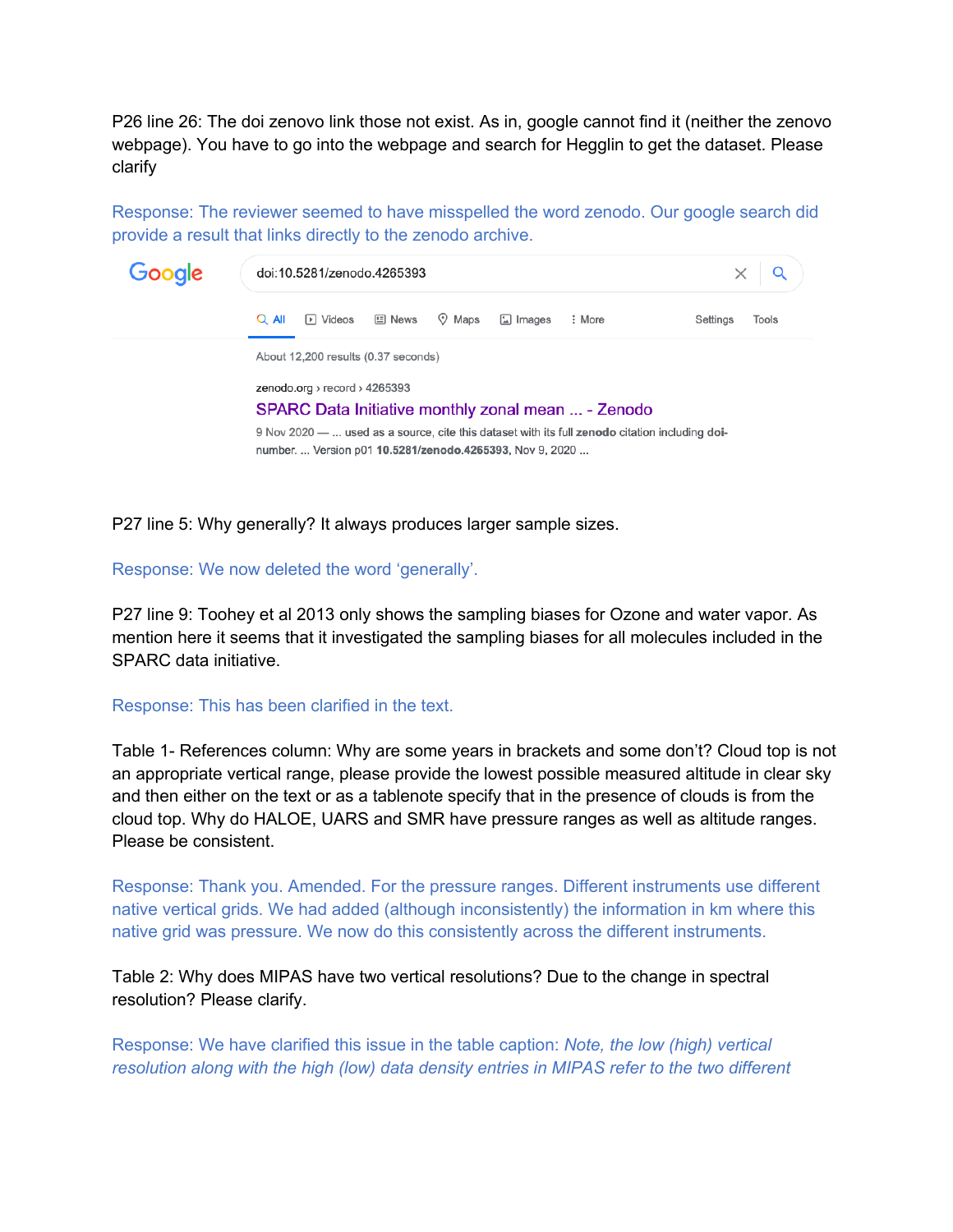P26 line 26: The doi zenovo link those not exist. As in, google cannot find it (neither the zenovo webpage). You have to go into the webpage and search for Hegglin to get the dataset. Please clarify

Response: The reviewer seemed to have misspelled the word zenodo. Our google search did provide a result that links directly to the zenodo archive.

Google

doi:10.5281/zenodo.4265393

All Videos News Maps Images More Settings Tools

About 12,200 results (0.37 seconds)

zenodo.org › record › 4265393

SPARC Data Initiative monthly zonal mean ... - Zenodo

9 Nov 2020 — ... used as a source, cite this dataset with its full **zenodo** citation including **doi**-number. ... Version p01 **10.5281/zenodo.4265393**, Nov 9, 2020 ...

P27 line 5: Why generally? It always produces larger sample sizes.

Response: We now deleted the word 'generally'.

P27 line 9: Toohey et al 2013 only shows the sampling biases for Ozone and water vapor. As mention here it seems that it investigated the sampling biases for all molecules included in the SPARC data initiative.

Response: This has been clarified in the text.

Table 1- References column: Why are some years in brackets and some don't? Cloud top is not an appropriate vertical range, please provide the lowest possible measured altitude in clear sky and then either on the text or as a tablenote specify that in the presence of clouds is from the cloud top. Why do HALOE, UARS and SMR have pressure ranges as well as altitude ranges. Please be consistent.

Response: Thank you. Amended. For the pressure ranges. Different instruments use different native vertical grids. We had added (although inconsistently) the information in km where this native grid was pressure. We now do this consistently across the different instruments.

Table 2: Why does MIPAS have two vertical resolutions? Due to the change in spectral resolution? Please clarify.

Response: We have clarified this issue in the table caption: *Note, the low (high) vertical resolution along with the high (low) data density entries in MIPAS refer to the two different*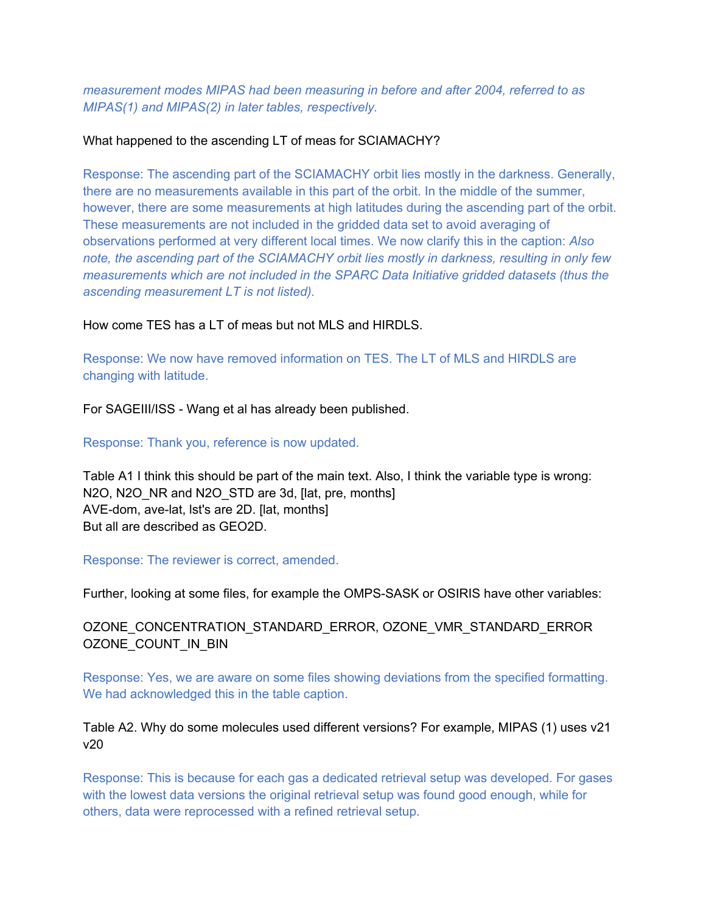*measurement modes MIPAS had been measuring in before and after 2004, referred to as MIPAS(1) and MIPAS(2) in later tables, respectively.*

What happened to the ascending LT of meas for SCIAMACHY?

Response: The ascending part of the SCIAMACHY orbit lies mostly in the darkness. Generally, there are no measurements available in this part of the orbit. In the middle of the summer, however, there are some measurements at high latitudes during the ascending part of the orbit. These measurements are not included in the gridded data set to avoid averaging of observations performed at very different local times. We now clarify this in the caption: *Also note, the ascending part of the SCIAMACHY orbit lies mostly in darkness, resulting in only few measurements which are not included in the SPARC Data Initiative gridded datasets (thus the ascending measurement LT is not listed).*

How come TES has a LT of meas but not MLS and HIRDLS.

Response: We now have removed information on TES. The LT of MLS and HIRDLS are changing with latitude.

For SAGEIII/ISS - Wang et al has already been published.

Response: Thank you, reference is now updated.

Table A1 I think this should be part of the main text. Also, I think the variable type is wrong:
N2O, N2O_NR and N2O_STD are 3d, [lat, pre, months]
AVE-dom, ave-lat, lst's are 2D. [lat, months]
But all are described as GEO2D.

Response: The reviewer is correct, amended.

Further, looking at some files, for example the OMPS-SASK or OSIRIS have other variables:

OZONE_CONCENTRATION_STANDARD_ERROR, OZONE_VMR_STANDARD_ERROR
OZONE_COUNT_IN_BIN

Response: Yes, we are aware on some files showing deviations from the specified formatting. We had acknowledged this in the table caption.

Table A2. Why do some molecules used different versions? For example, MIPAS (1) uses v21 v20

Response: This is because for each gas a dedicated retrieval setup was developed. For gases with the lowest data versions the original retrieval setup was found good enough, while for others, data were reprocessed with a refined retrieval setup.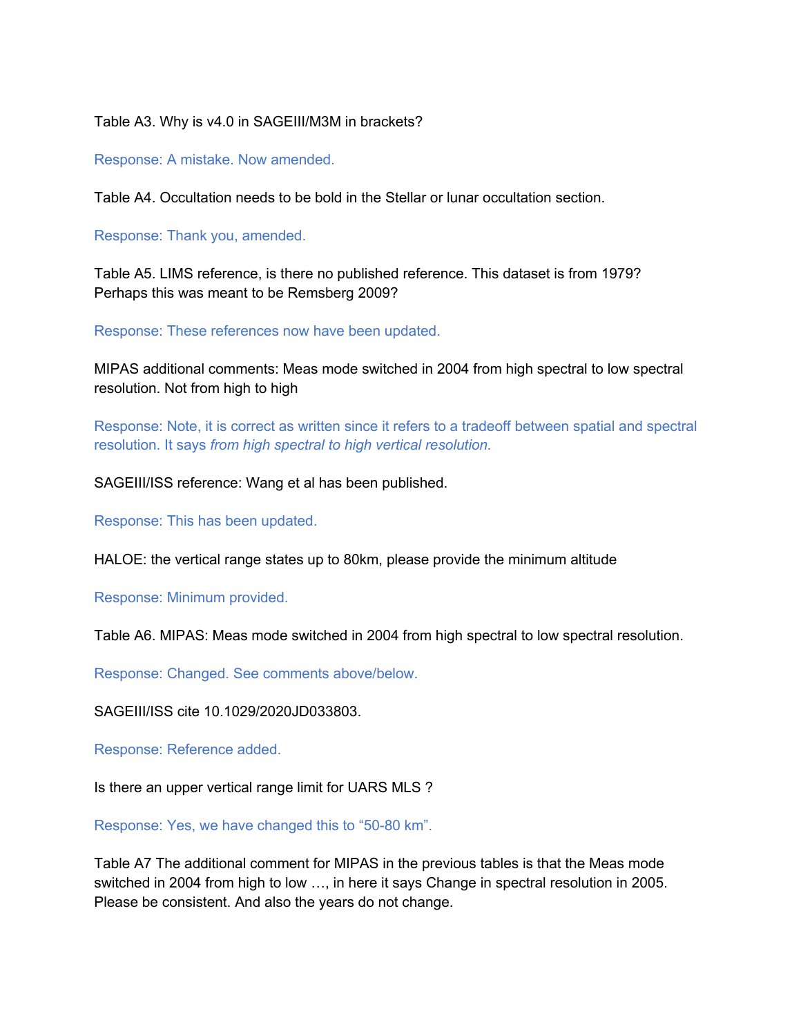Table A3. Why is v4.0 in SAGEIII/M3M in brackets?

Response: A mistake. Now amended.

Table A4. Occultation needs to be bold in the Stellar or lunar occultation section.

Response: Thank you, amended.

Table A5. LIMS reference, is there no published reference. This dataset is from 1979? Perhaps this was meant to be Remsberg 2009?

Response: These references now have been updated.

MIPAS additional comments: Meas mode switched in 2004 from high spectral to low spectral resolution. Not from high to high

Response: Note, it is correct as written since it refers to a tradeoff between spatial and spectral resolution. It says *from high spectral to high vertical resolution.*

SAGEIII/ISS reference: Wang et al has been published.

Response: This has been updated.

HALOE: the vertical range states up to 80km, please provide the minimum altitude

Response: Minimum provided.

Table A6. MIPAS: Meas mode switched in 2004 from high spectral to low spectral resolution.

Response: Changed. See comments above/below.

SAGEIII/ISS cite 10.1029/2020JD033803.

Response: Reference added.

Is there an upper vertical range limit for UARS MLS ?

Response: Yes, we have changed this to "50-80 km".

Table A7 The additional comment for MIPAS in the previous tables is that the Meas mode switched in 2004 from high to low …, in here it says Change in spectral resolution in 2005. Please be consistent. And also the years do not change.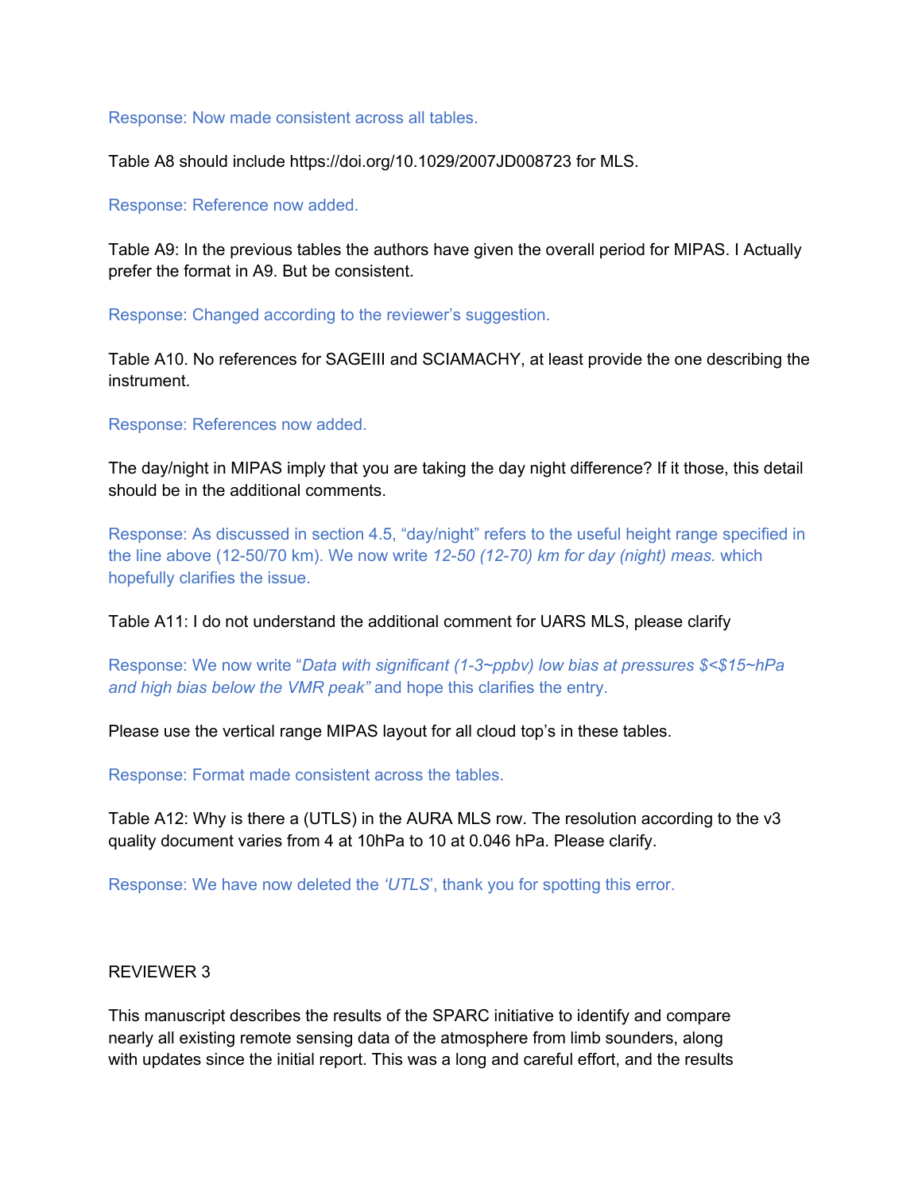Response: Now made consistent across all tables.

Table A8 should include https://doi.org/10.1029/2007JD008723 for MLS.

Response: Reference now added.

Table A9: In the previous tables the authors have given the overall period for MIPAS. I Actually prefer the format in A9. But be consistent.

Response: Changed according to the reviewer's suggestion.

Table A10. No references for SAGEIII and SCIAMACHY, at least provide the one describing the instrument.

Response: References now added.

The day/night in MIPAS imply that you are taking the day night difference? If it those, this detail should be in the additional comments.

Response: As discussed in section 4.5, "day/night" refers to the useful height range specified in the line above (12-50/70 km). We now write *12-50 (12-70) km for day (night) meas.* which hopefully clarifies the issue.

Table A11: I do not understand the additional comment for UARS MLS, please clarify

Response: We now write "*Data with significant (1-3~ppbv) low bias at pressures $<$15~hPa and high bias below the VMR peak"* and hope this clarifies the entry.

Please use the vertical range MIPAS layout for all cloud top's in these tables.

Response: Format made consistent across the tables.

Table A12: Why is there a (UTLS) in the AURA MLS row. The resolution according to the v3 quality document varies from 4 at 10hPa to 10 at 0.046 hPa. Please clarify.

Response: We have now deleted the *'UTLS'*, thank you for spotting this error.

REVIEWER 3

This manuscript describes the results of the SPARC initiative to identify and compare nearly all existing remote sensing data of the atmosphere from limb sounders, along with updates since the initial report. This was a long and careful effort, and the results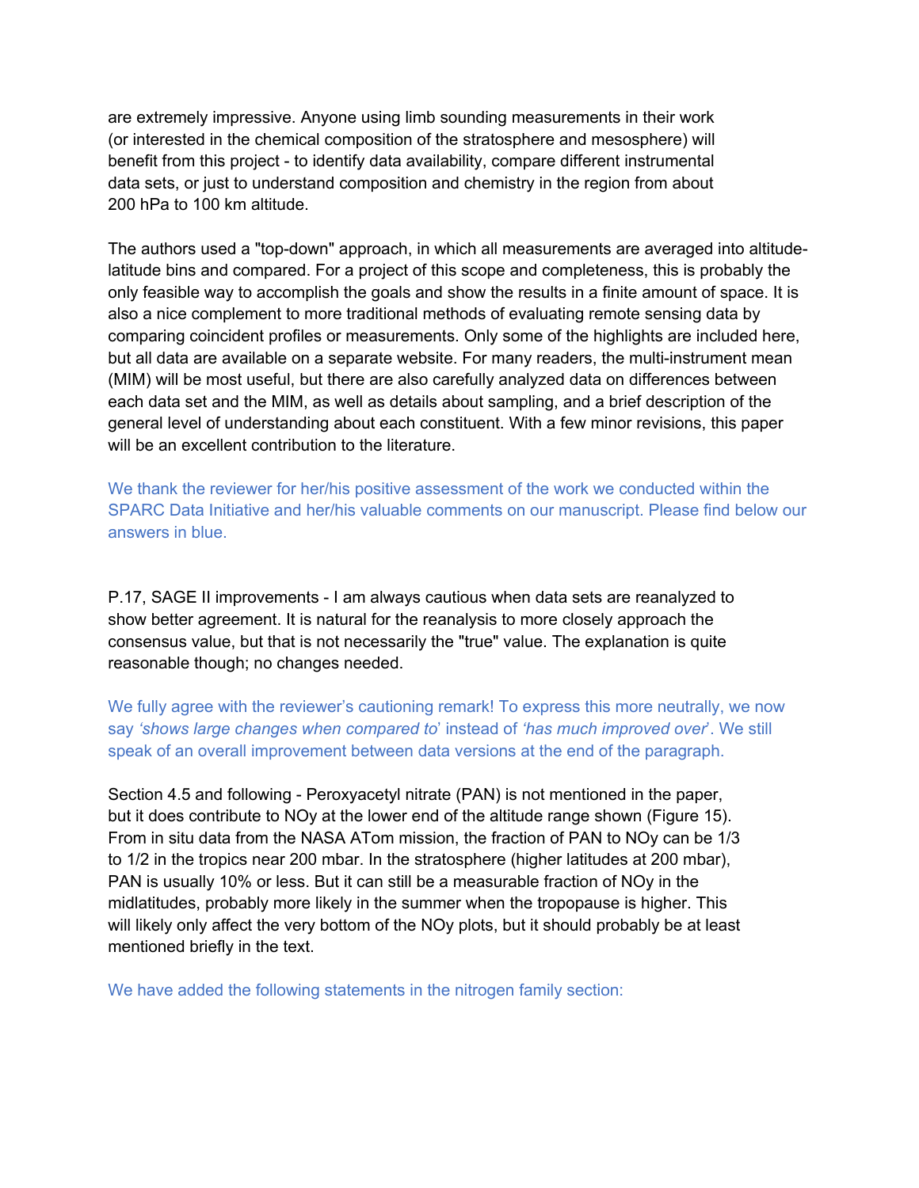are extremely impressive. Anyone using limb sounding measurements in their work (or interested in the chemical composition of the stratosphere and mesosphere) will benefit from this project - to identify data availability, compare different instrumental data sets, or just to understand composition and chemistry in the region from about 200 hPa to 100 km altitude.

The authors used a "top-down" approach, in which all measurements are averaged into altitude-latitude bins and compared. For a project of this scope and completeness, this is probably the only feasible way to accomplish the goals and show the results in a finite amount of space. It is also a nice complement to more traditional methods of evaluating remote sensing data by comparing coincident profiles or measurements. Only some of the highlights are included here, but all data are available on a separate website. For many readers, the multi-instrument mean (MIM) will be most useful, but there are also carefully analyzed data on differences between each data set and the MIM, as well as details about sampling, and a brief description of the general level of understanding about each constituent. With a few minor revisions, this paper will be an excellent contribution to the literature.

We thank the reviewer for her/his positive assessment of the work we conducted within the SPARC Data Initiative and her/his valuable comments on our manuscript. Please find below our answers in blue.

P.17, SAGE II improvements - I am always cautious when data sets are reanalyzed to show better agreement. It is natural for the reanalysis to more closely approach the consensus value, but that is not necessarily the "true" value. The explanation is quite reasonable though; no changes needed.

We fully agree with the reviewer's cautioning remark! To express this more neutrally, we now say *'shows large changes when compared to'* instead of *'has much improved over'*. We still speak of an overall improvement between data versions at the end of the paragraph.

Section 4.5 and following - Peroxyacetyl nitrate (PAN) is not mentioned in the paper, but it does contribute to NOy at the lower end of the altitude range shown (Figure 15). From in situ data from the NASA ATom mission, the fraction of PAN to NOy can be 1/3 to 1/2 in the tropics near 200 mbar. In the stratosphere (higher latitudes at 200 mbar), PAN is usually 10% or less. But it can still be a measurable fraction of NOy in the midlatitudes, probably more likely in the summer when the tropopause is higher. This will likely only affect the very bottom of the NOy plots, but it should probably be at least mentioned briefly in the text.

We have added the following statements in the nitrogen family section: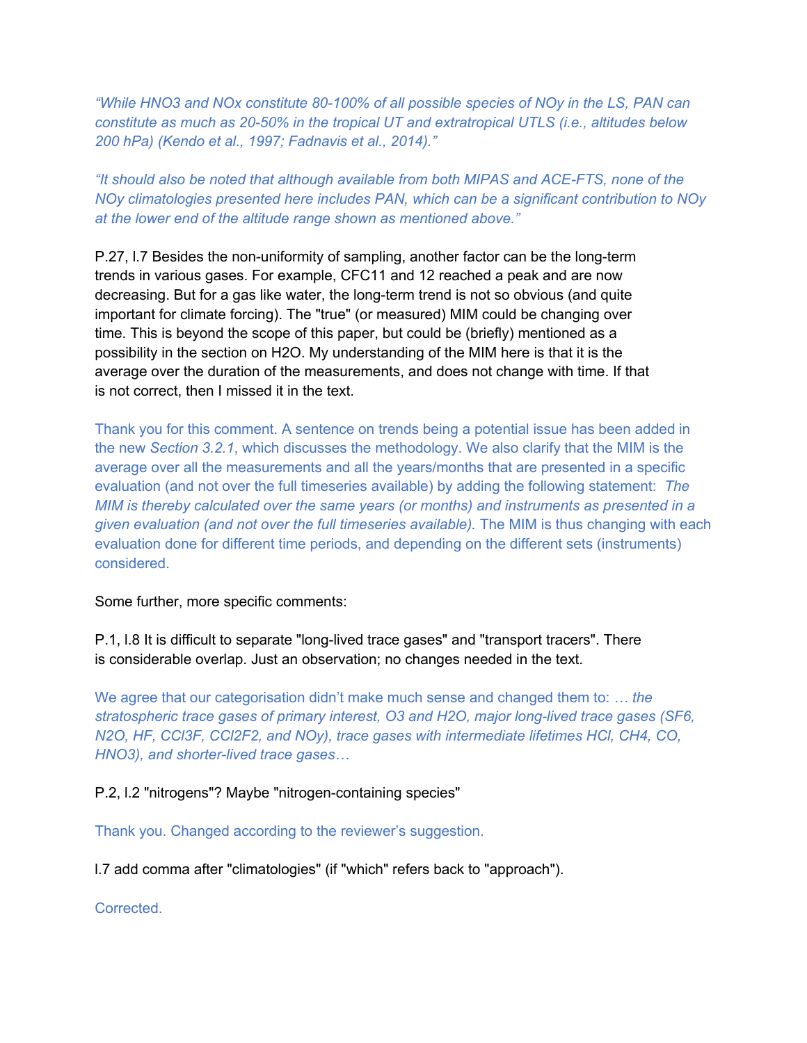*“While $HNO_3$ and $NO_x$ constitute 80-100% of all possible species of $NO_y$ in the LS, PAN can constitute as much as 20-50% in the tropical UT and extratropical UTLS (i.e., altitudes below 200 hPa) (Kendo et al., 1997; Fadnavis et al., 2014).”*

*“It should also be noted that although available from both MIPAS and ACE-FTS, none of the $NO_y$ climatologies presented here includes PAN, which can be a significant contribution to $NO_y$ at the lower end of the altitude range shown as mentioned above.”*

P.27, l.7 Besides the non-uniformity of sampling, another factor can be the long-term trends in various gases. For example, CFC11 and 12 reached a peak and are now decreasing. But for a gas like water, the long-term trend is not so obvious (and quite important for climate forcing). The "true" (or measured) MIM could be changing over time. This is beyond the scope of this paper, but could be (briefly) mentioned as a possibility in the section on $H_2O$. My understanding of the MIM here is that it is the average over the duration of the measurements, and does not change with time. If that is not correct, then I missed it in the text.

Thank you for this comment. A sentence on trends being a potential issue has been added in the new *Section 3.2.1*, which discusses the methodology. We also clarify that the MIM is the average over all the measurements and all the years/months that are presented in a specific evaluation (and not over the full timeseries available) by adding the following statement: *The MIM is thereby calculated over the same years (or months) and instruments as presented in a given evaluation (and not over the full timeseries available).* The MIM is thus changing with each evaluation done for different time periods, and depending on the different sets (instruments) considered.

Some further, more specific comments:

P.1, l.8 It is difficult to separate "long-lived trace gases" and "transport tracers". There is considerable overlap. Just an observation; no changes needed in the text.

We agree that our categorisation didn’t make much sense and changed them to: *… the stratospheric trace gases of primary interest, $O_3$ and $H_2O$, major long-lived trace gases ($SF_6$, $N_2O$, HF, $CCl_3F$, $CCl_2F_2$, and $NO_y$), trace gases with intermediate lifetimes HCl, $CH_4$, CO, $HNO_3$), and shorter-lived trace gases…*

P.2, l.2 "nitrogens"? Maybe "nitrogen-containing species"

Thank you. Changed according to the reviewer’s suggestion.

l.7 add comma after "climatologies" (if "which" refers back to "approach").

Corrected.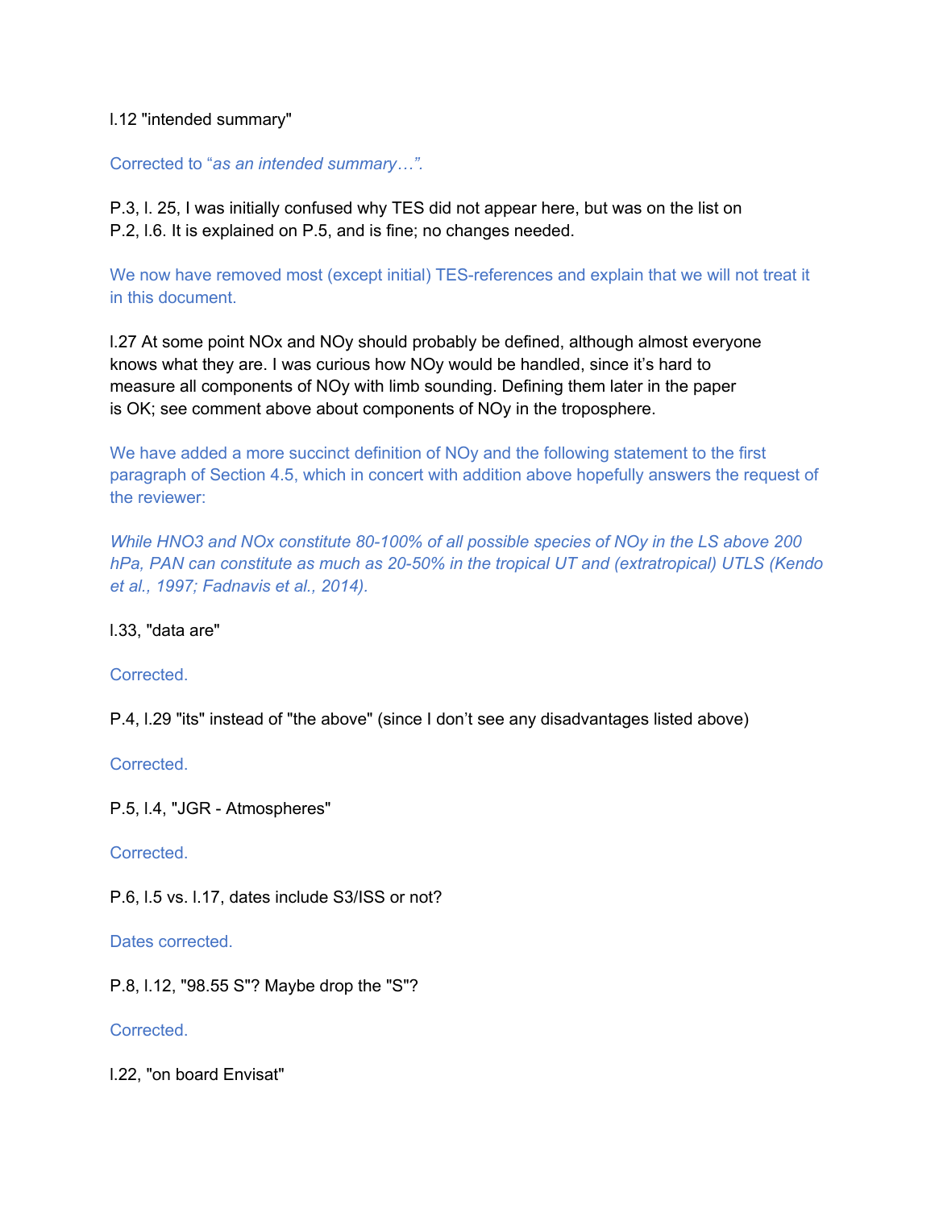l.12 "intended summary"

Corrected to "*as an intended summary…*".

P.3, l. 25, I was initially confused why TES did not appear here, but was on the list on P.2, l.6. It is explained on P.5, and is fine; no changes needed.

We now have removed most (except initial) TES-references and explain that we will not treat it in this document.

l.27 At some point NOx and NOy should probably be defined, although almost everyone knows what they are. I was curious how NOy would be handled, since it's hard to measure all components of NOy with limb sounding. Defining them later in the paper is OK; see comment above about components of NOy in the troposphere.

We have added a more succinct definition of NOy and the following statement to the first paragraph of Section 4.5, which in concert with addition above hopefully answers the request of the reviewer:

*While HNO3 and NOx constitute 80-100% of all possible species of NOy in the LS above 200 hPa, PAN can constitute as much as 20-50% in the tropical UT and (extratropical) UTLS (Kendo et al., 1997; Fadnavis et al., 2014).*

l.33, "data are"

Corrected.

P.4, l.29 "its" instead of "the above" (since I don't see any disadvantages listed above)

Corrected.

P.5, l.4, "JGR - Atmospheres"

Corrected.

P.6, l.5 vs. l.17, dates include S3/ISS or not?

Dates corrected.

P.8, l.12, "98.55 S"? Maybe drop the "S"?

Corrected.

l.22, "on board Envisat"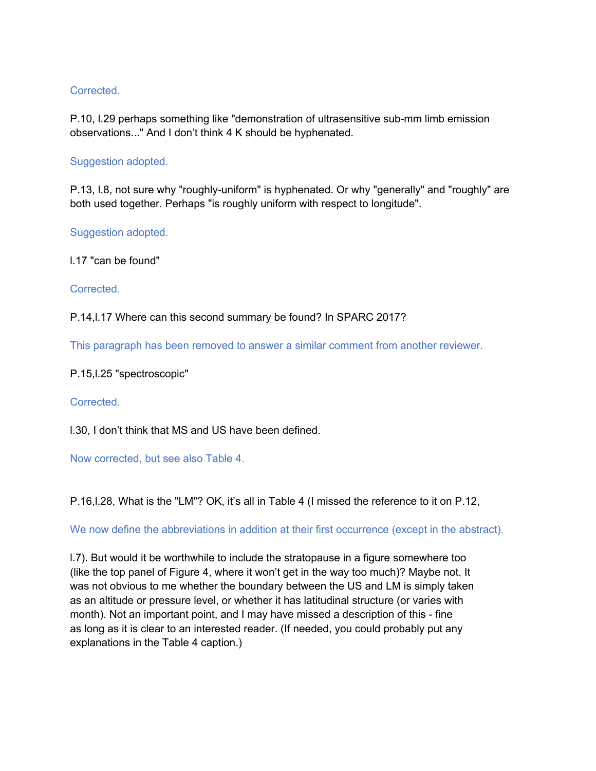Corrected.

P.10, l.29 perhaps something like "demonstration of ultrasensitive sub-mm limb emission observations..." And I don't think 4 K should be hyphenated.

Suggestion adopted.

P.13, l.8, not sure why "roughly-uniform" is hyphenated. Or why "generally" and "roughly" are both used together. Perhaps "is roughly uniform with respect to longitude".

Suggestion adopted.

l.17 "can be found"

Corrected.

P.14,l.17 Where can this second summary be found? In SPARC 2017?

This paragraph has been removed to answer a similar comment from another reviewer.

P.15,l.25 "spectroscopic"

Corrected.

l.30, I don't think that MS and US have been defined.

Now corrected, but see also Table 4.

P.16,l.28, What is the "LM"? OK, it's all in Table 4 (I missed the reference to it on P.12,

We now define the abbreviations in addition at their first occurrence (except in the abstract).

l.7). But would it be worthwhile to include the stratopause in a figure somewhere too (like the top panel of Figure 4, where it won't get in the way too much)? Maybe not. It was not obvious to me whether the boundary between the US and LM is simply taken as an altitude or pressure level, or whether it has latitudinal structure (or varies with month). Not an important point, and I may have missed a description of this - fine as long as it is clear to an interested reader. (If needed, you could probably put any explanations in the Table 4 caption.)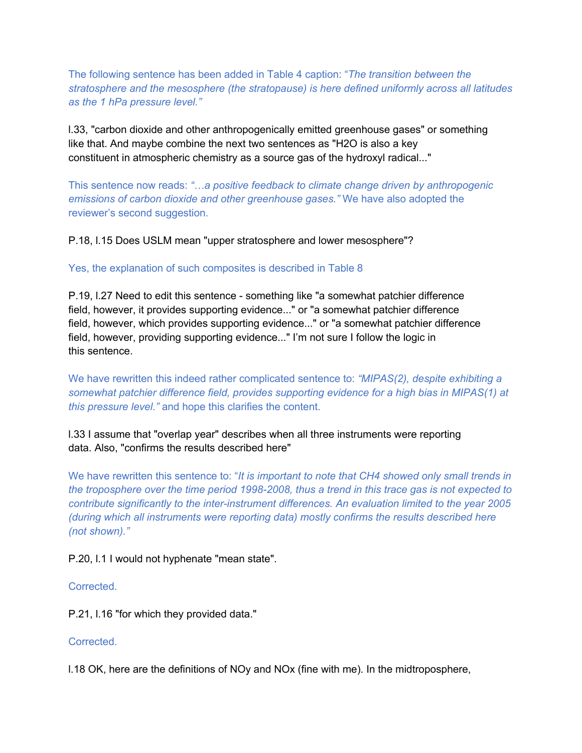The following sentence has been added in Table 4 caption: "*The transition between the stratosphere and the mesosphere (the stratopause) is here defined uniformly across all latitudes as the 1 hPa pressure level.*"

l.33, "carbon dioxide and other anthropogenically emitted greenhouse gases" or something like that. And maybe combine the next two sentences as "H2O is also a key constituent in atmospheric chemistry as a source gas of the hydroxyl radical..."

This sentence now reads: *"…a positive feedback to climate change driven by anthropogenic emissions of carbon dioxide and other greenhouse gases."* We have also adopted the reviewer's second suggestion.

P.18, l.15 Does USLM mean "upper stratosphere and lower mesosphere"?

Yes, the explanation of such composites is described in Table 8

P.19, l.27 Need to edit this sentence - something like "a somewhat patchier difference field, however, it provides supporting evidence..." or "a somewhat patchier difference field, however, which provides supporting evidence..." or "a somewhat patchier difference field, however, providing supporting evidence..." I'm not sure I follow the logic in this sentence.

We have rewritten this indeed rather complicated sentence to: *"MIPAS(2), despite exhibiting a somewhat patchier difference field, provides supporting evidence for a high bias in MIPAS(1) at this pressure level."* and hope this clarifies the content.

l.33 I assume that "overlap year" describes when all three instruments were reporting data. Also, "confirms the results described here"

We have rewritten this sentence to: "*It is important to note that CH4 showed only small trends in the troposphere over the time period 1998-2008, thus a trend in this trace gas is not expected to contribute significantly to the inter-instrument differences. An evaluation limited to the year 2005 (during which all instruments were reporting data) mostly confirms the results described here (not shown).*"

P.20, l.1 I would not hyphenate "mean state".

Corrected.

P.21, l.16 "for which they provided data."

Corrected.

l.18 OK, here are the definitions of NOy and NOx (fine with me). In the midtroposphere,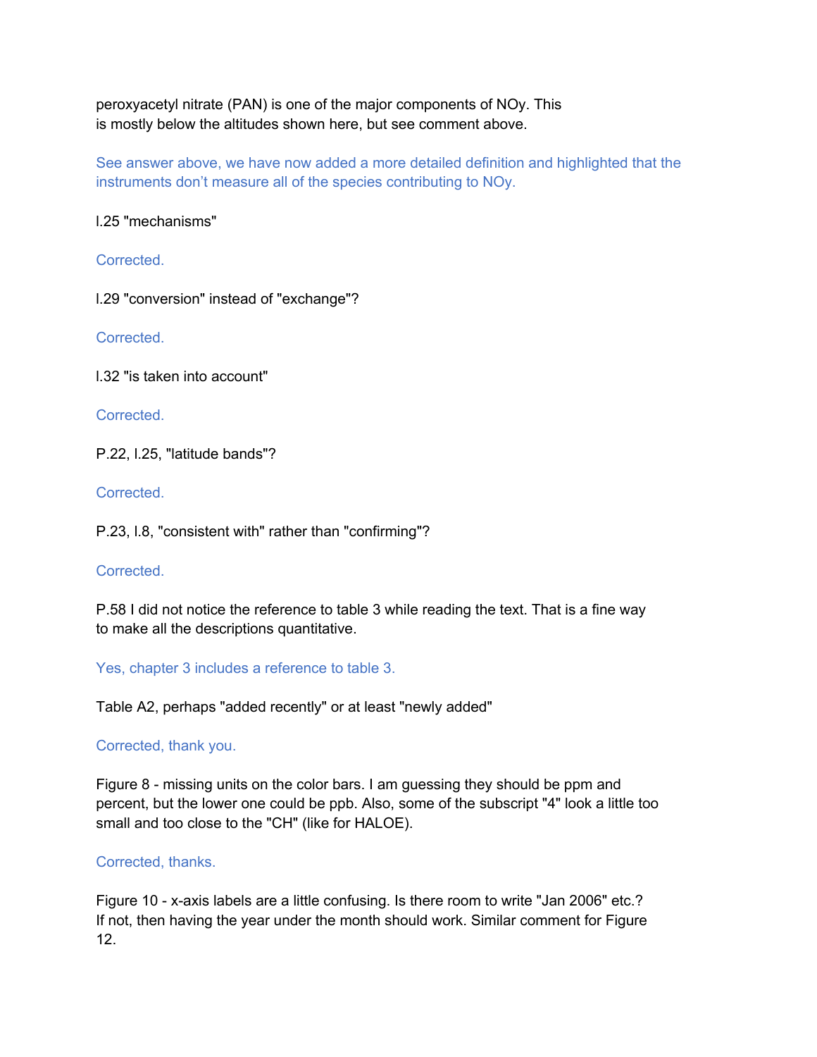peroxyacetyl nitrate (PAN) is one of the major components of NOy. This is mostly below the altitudes shown here, but see comment above.

See answer above, we have now added a more detailed definition and highlighted that the instruments don't measure all of the species contributing to NOy.

l.25 "mechanisms"

Corrected.

l.29 "conversion" instead of "exchange"?

Corrected.

l.32 "is taken into account"

Corrected.

P.22, l.25, "latitude bands"?

Corrected.

P.23, l.8, "consistent with" rather than "confirming"?

Corrected.

P.58 I did not notice the reference to table 3 while reading the text. That is a fine way to make all the descriptions quantitative.

Yes, chapter 3 includes a reference to table 3.

Table A2, perhaps "added recently" or at least "newly added"

Corrected, thank you.

Figure 8 - missing units on the color bars. I am guessing they should be ppm and percent, but the lower one could be ppb. Also, some of the subscript "4" look a little too small and too close to the "CH" (like for HALOE).

Corrected, thanks.

Figure 10 - x-axis labels are a little confusing. Is there room to write "Jan 2006" etc.? If not, then having the year under the month should work. Similar comment for Figure 12.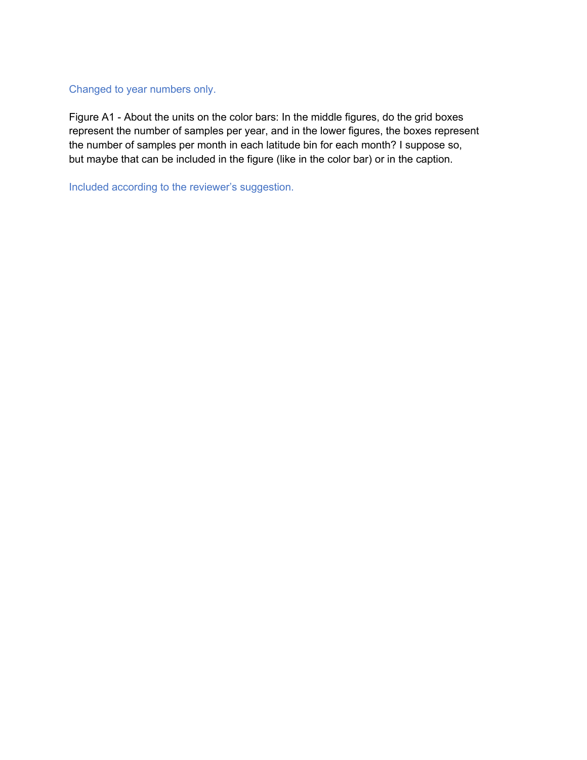Changed to year numbers only.

Figure A1 - About the units on the color bars: In the middle figures, do the grid boxes represent the number of samples per year, and in the lower figures, the boxes represent the number of samples per month in each latitude bin for each month? I suppose so, but maybe that can be included in the figure (like in the color bar) or in the caption.

Included according to the reviewer's suggestion.